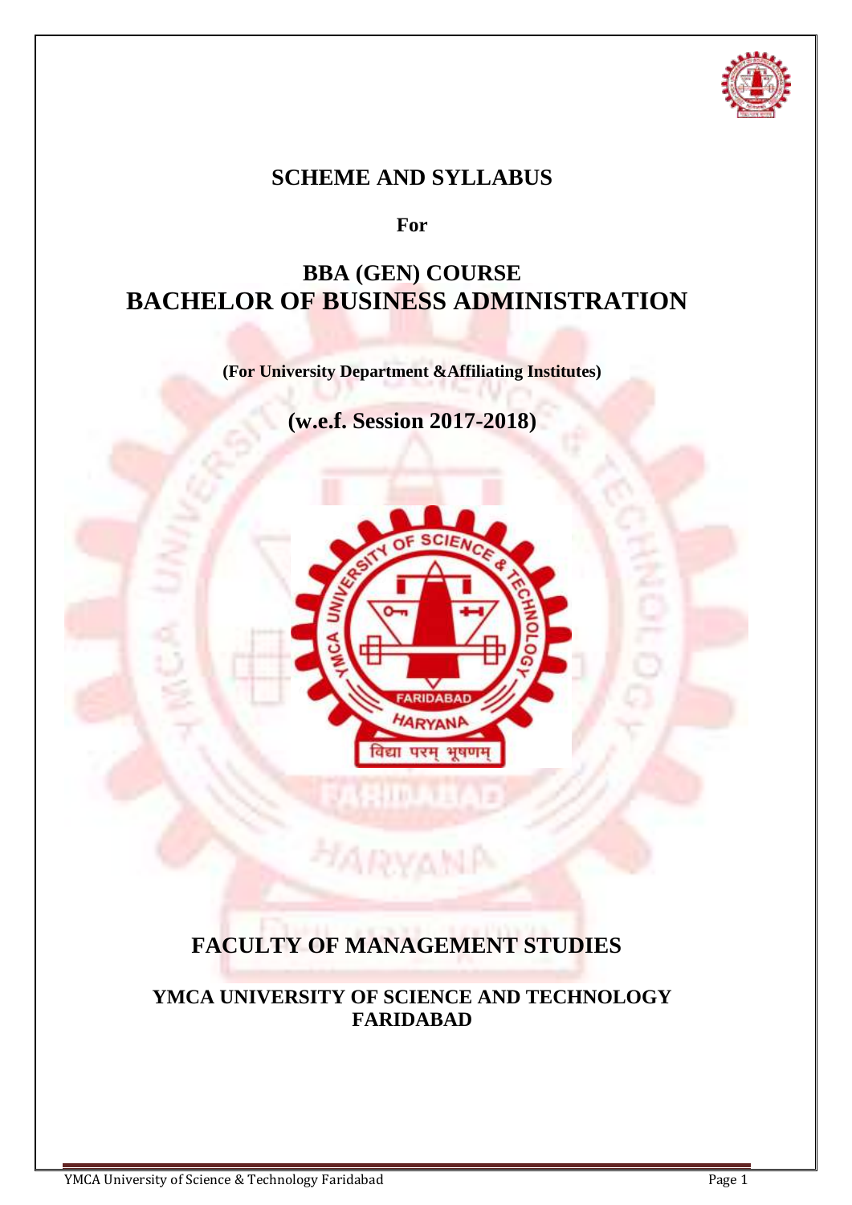# SCHEME AND SYLLABUS

**For**

# BBA (GEN) COURSE
# BACHELOR OF BUSINESS ADMINISTRATION

**(For University Department &Affiliating Institutes)**

## (w.e.f. Session 2017-2018)

## FACULTY OF MANAGEMENT STUDIES

### YMCA UNIVERSITY OF SCIENCE AND TECHNOLOGY FARIDABAD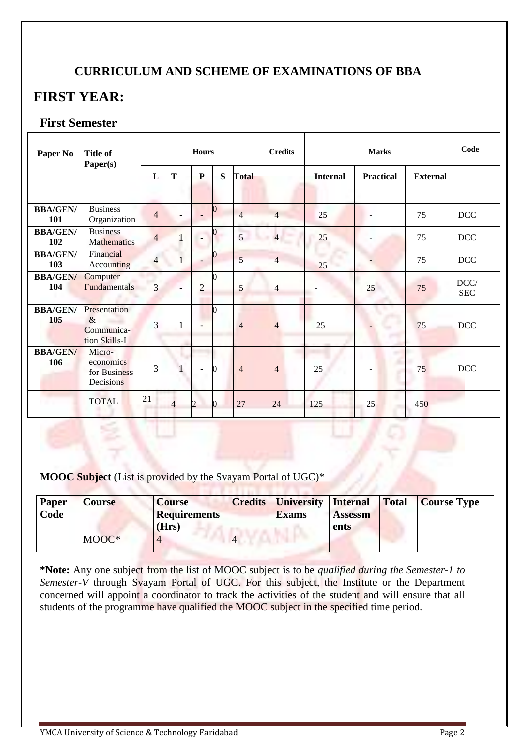## CURRICULUM AND SCHEME OF EXAMINATIONS OF BBA

# FIRST YEAR:

### First Semester

| Paper No | Title of Paper(s) | Hours | | | | | Credits | Marks | | | Code |
|---|---|---|---|---|---|---|---|---|---|---|---|
| | | L | T | P | S | Total | | Internal | Practical | External | |
| **BBA/GEN/ 101** | Business Organization | 4 | - | - | 0 | 4 | 4 | 25 | - | 75 | DCC |
| **BBA/GEN/ 102** | Business Mathematics | 4 | 1 | - | 0 | 5 | 4 | 25 | - | 75 | DCC |
| **BBA/GEN/ 103** | Financial Accounting | 4 | 1 | - | 0 | 5 | 4 | 25 | - | 75 | DCC |
| **BBA/GEN/ 104** | Computer Fundamentals | 3 | - | 2 | 0 | 5 | 4 | - | 25 | 75 | DCC/ SEC |
| **BBA/GEN/ 105** | Presentation & Communication Skills-I | 3 | 1 | - | 0 | 4 | 4 | 25 | - | 75 | DCC |
| **BBA/GEN/ 106** | Micro-economics for Business Decisions | 3 | 1 | - | 0 | 4 | 4 | 25 | - | 75 | DCC |
| | TOTAL | 21 | 4 | 2 | 0 | 27 | 24 | 125 | 25 | 450 | |

**MOOC Subject** (List is provided by the Svayam Portal of UGC)*

| Paper Code | Course | Course Requirements (Hrs) | Credits | University Exams | Internal Assessments | Total | Course Type |
|---|---|---|---|---|---|---|---|
| | MOOC* | 4 | 4 | | | | |

***Note:** Any one subject from the list of MOOC subject is to be *qualified during the Semester-1 to Semester-V* through Svayam Portal of UGC. For this subject, the Institute or the Department concerned will appoint a coordinator to track the activities of the student and will ensure that all students of the programme have qualified the MOOC subject in the specified time period.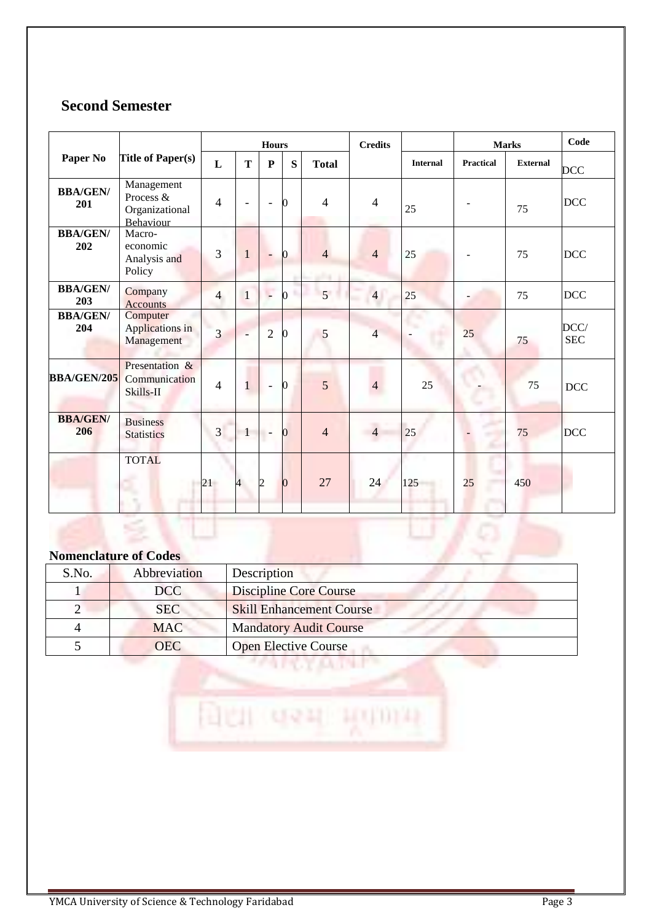## Second Semester

| Paper No | Title of Paper(s) | Hours | | | | | Credits | Marks | | | Code |
|---|---|---|---|---|---|---|---|---|---|---|---|
| | | L | T | P | S | Total | | Internal | Practical | External | DCC |
| BBA/GEN/ 201 | Management Process & Organizational Behaviour | 4 | - | - | 0 | 4 | 4 | 25 | - | 75 | DCC |
| BBA/GEN/ 202 | Macro-economic Analysis and Policy | 3 | 1 | - | 0 | 4 | 4 | 25 | - | 75 | DCC |
| BBA/GEN/ 203 | Company Accounts | 4 | 1 | - | 0 | 5 | 4 | 25 | - | 75 | DCC |
| BBA/GEN/ 204 | Computer Applications in Management | 3 | - | 2 | 0 | 5 | 4 | - | 25 | 75 | DCC/ SEC |
| BBA/GEN/205 | Presentation & Communication Skills-II | 4 | 1 | - | 0 | 5 | 4 | 25 | - | 75 | DCC |
| BBA/GEN/ 206 | Business Statistics | 3 | 1 | - | 0 | 4 | 4 | 25 | - | 75 | DCC |
| | TOTAL | 21 | 4 | 2 | 0 | 27 | 24 | 125 | 25 | 450 | |

**Nomenclature of Codes**

| S.No. | Abbreviation | Description |
|---|---|---|
| 1 | DCC | Discipline Core Course |
| 2 | SEC | Skill Enhancement Course |
| 4 | MAC | Mandatory Audit Course |
| 5 | OEC | Open Elective Course |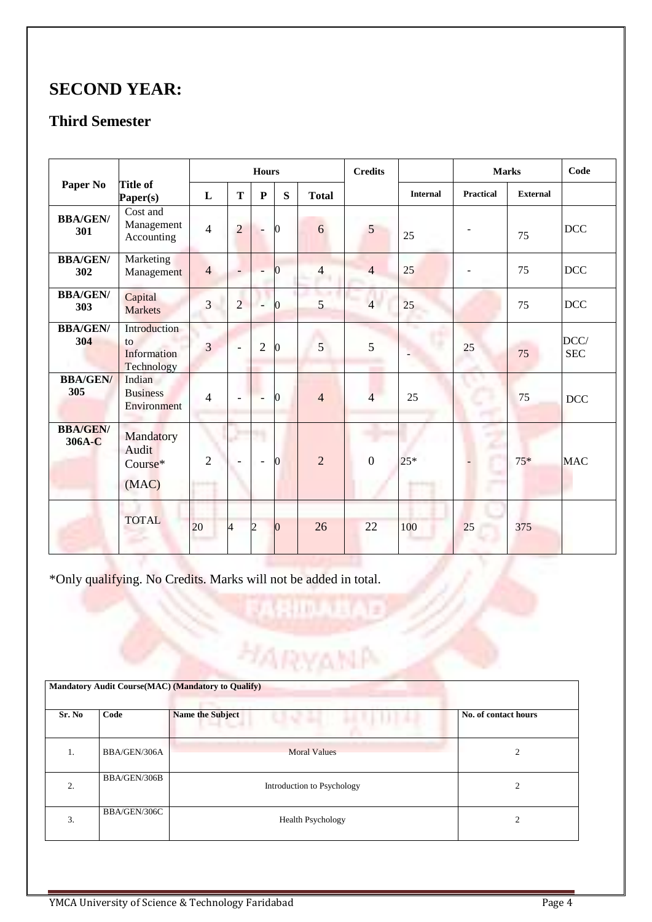# SECOND YEAR:

## Third Semester

| Paper No | Title of Paper(s) | Hours | | | | | Credits | Marks | | | Code |
|---|---|---|---|---|---|---|---|---|---|---|---|
| | | L | T | P | S | Total | | Internal | Practical | External | |
| **BBA/GEN/ 301** | Cost and Management Accounting | 4 | 2 | - | 0 | 6 | 5 | 25 | - | 75 | DCC |
| **BBA/GEN/ 302** | Marketing Management | 4 | - | - | 0 | 4 | 4 | 25 | - | 75 | DCC |
| **BBA/GEN/ 303** | Capital Markets | 3 | 2 | - | 0 | 5 | 4 | 25 | | 75 | DCC |
| **BBA/GEN/ 304** | Introduction to Information Technology | 3 | - | 2 | 0 | 5 | 5 | - | 25 | 75 | DCC/ SEC |
| **BBA/GEN/ 305** | Indian Business Environment | 4 | - | - | 0 | 4 | 4 | 25 | | 75 | DCC |
| **BBA/GEN/ 306A-C** | Mandatory Audit Course* (MAC) | 2 | - | - | 0 | 2 | 0 | 25* | - | 75* | MAC |
| | TOTAL | 20 | 4 | 2 | 0 | 26 | 22 | 100 | 25 | 375 | |

*Only qualifying. No Credits. Marks will not be added in total.

| **Mandatory Audit Course(MAC) (Mandatory to Qualify)** | | | |
|---|---|---|---|
| **Sr. No** | **Code** | **Name the Subject** | **No. of contact hours** |
| 1. | BBA/GEN/306A | Moral Values | 2 |
| 2. | BBA/GEN/306B | Introduction to Psychology | 2 |
| 3. | BBA/GEN/306C | Health Psychology | 2 |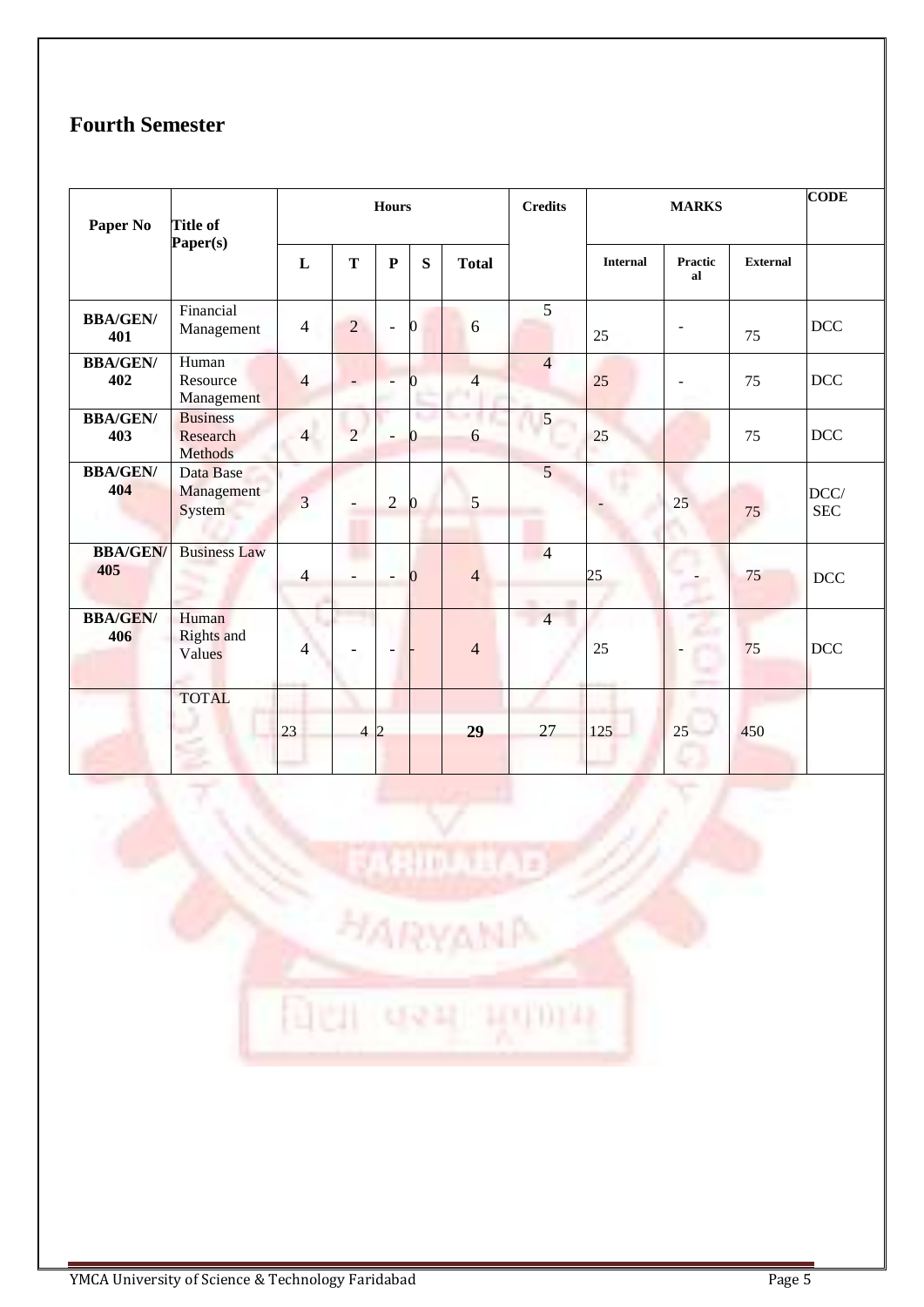## Fourth Semester

| Paper No | Title of Paper(s) | Hours | | | | | Credits | MARKS | | | CODE |
|---|---|---|---|---|---|---|---|---|---|---|---|
| | | L | T | P | S | Total | | Internal | Practical | External | |
| BBA/GEN/ 401 | Financial Management | 4 | 2 | - | 0 | 6 | 5 | 25 | - | 75 | DCC |
| BBA/GEN/ 402 | Human Resource Management | 4 | - | - | 0 | 4 | 4 | 25 | - | 75 | DCC |
| BBA/GEN/ 403 | Business Research Methods | 4 | 2 | - | 0 | 6 | 5 | 25 | | 75 | DCC |
| BBA/GEN/ 404 | Data Base Management System | 3 | - | 2 | 0 | 5 | 5 | - | 25 | 75 | DCC/ SEC |
| BBA/GEN/ 405 | Business Law | 4 | - | - | 0 | 4 | 4 | 25 | - | 75 | DCC |
| BBA/GEN/ 406 | Human Rights and Values | 4 | - | - | - | 4 | 4 | 25 | - | 75 | DCC |
| | TOTAL | 23 | 4 | 2 | | 29 | 27 | 125 | 25 | 450 | |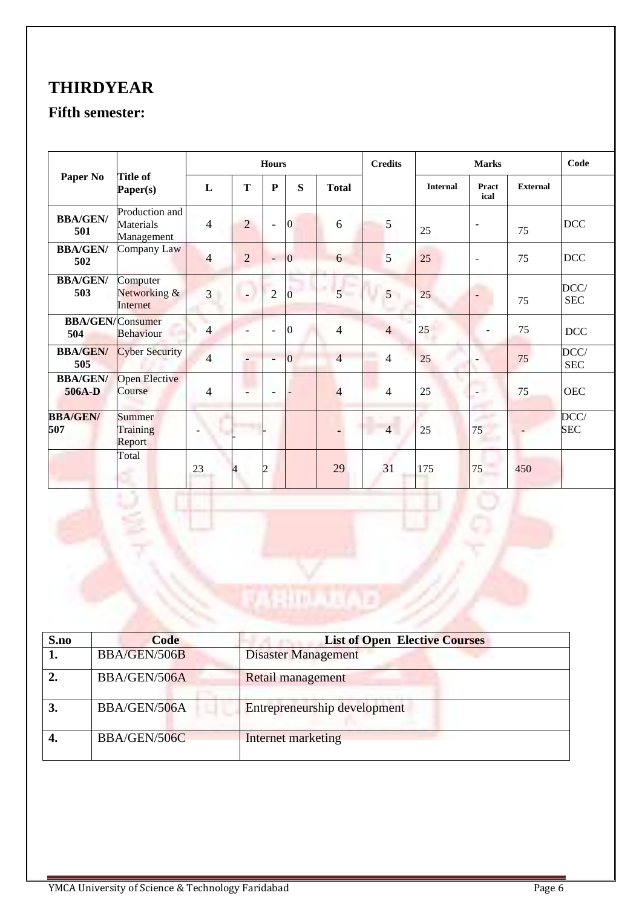# THIRDYEAR

## Fifth semester:

| Paper No | Title of Paper(s) | Hours | | | | | Credits | Marks | | | Code |
|---|---|---|---|---|---|---|---|---|---|---|---|
| | | L | T | P | S | Total | | Internal | Practical | External | |
| BBA/GEN/ 501 | Production and Materials Management | 4 | 2 | - | 0 | 6 | 5 | 25 | - | 75 | DCC |
| BBA/GEN/ 502 | Company Law | 4 | 2 | - | 0 | 6 | 5 | 25 | - | 75 | DCC |
| BBA/GEN/ 503 | Computer Networking & Internet | 3 | - | 2 | 0 | 5 | 5 | 25 | - | 75 | DCC/ SEC |
| BBA/GEN/ 504 | Consumer Behaviour | 4 | - | - | 0 | 4 | 4 | 25 | - | 75 | DCC |
| BBA/GEN/ 505 | Cyber Security | 4 | - | - | 0 | 4 | 4 | 25 | - | 75 | DCC/ SEC |
| BBA/GEN/ 506A-D | Open Elective Course | 4 | - | - | - | 4 | 4 | 25 | - | 75 | OEC |
| BBA/GEN/ 507 | Summer Training Report | - | - | - | | - | 4 | 25 | 75 | - | DCC/ SEC |
| | Total | 23 | 4 | 2 | | 29 | 31 | 175 | 75 | 450 | |

| S.no | Code | List of Open Elective Courses |
|---|---|---|
| 1. | BBA/GEN/506B | Disaster Management |
| 2. | BBA/GEN/506A | Retail management |
| 3. | BBA/GEN/506A | Entrepreneurship development |
| 4. | BBA/GEN/506C | Internet marketing |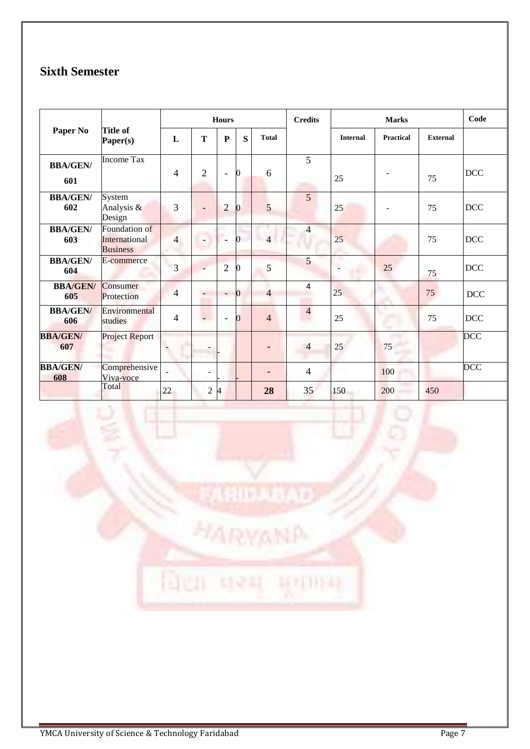## Sixth Semester

| Paper No | Title of Paper(s) | Hours | | | | | Credits | Marks | | | Code |
|---|---|---|---|---|---|---|---|---|---|---|---|
| | | L | T | P | S | Total | | Internal | Practical | External | |
| **BBA/GEN/ 601** | Income Tax | 4 | 2 | - | 0 | 6 | 5 | 25 | - | 75 | DCC |
| **BBA/GEN/ 602** | System Analysis & Design | 3 | - | 2 | 0 | 5 | 5 | 25 | - | 75 | DCC |
| **BBA/GEN/ 603** | Foundation of International Business | 4 | - | - | 0 | 4 | 4 | 25 | | 75 | DCC |
| **BBA/GEN/ 604** | E-commerce | 3 | - | 2 | 0 | 5 | 5 | - | 25 | 75 | DCC |
| **BBA/GEN/ 605** | Consumer Protection | 4 | - | - | 0 | 4 | 4 | 25 | | 75 | DCC |
| **BBA/GEN/ 606** | Environmental studies | 4 | - | - | 0 | 4 | 4 | 25 | | 75 | DCC |
| **BBA/GEN/ 607** | Project Report | - | - | - | | - | 4 | 25 | 75 | | DCC |
| **BBA/GEN/ 608** | Comprehensive Viva-voce | - | - | - | - | - | 4 | | 100 | | DCC |
| | Total | 22 | 2 | 4 | | **28** | 35 | 150 | 200 | 450 | |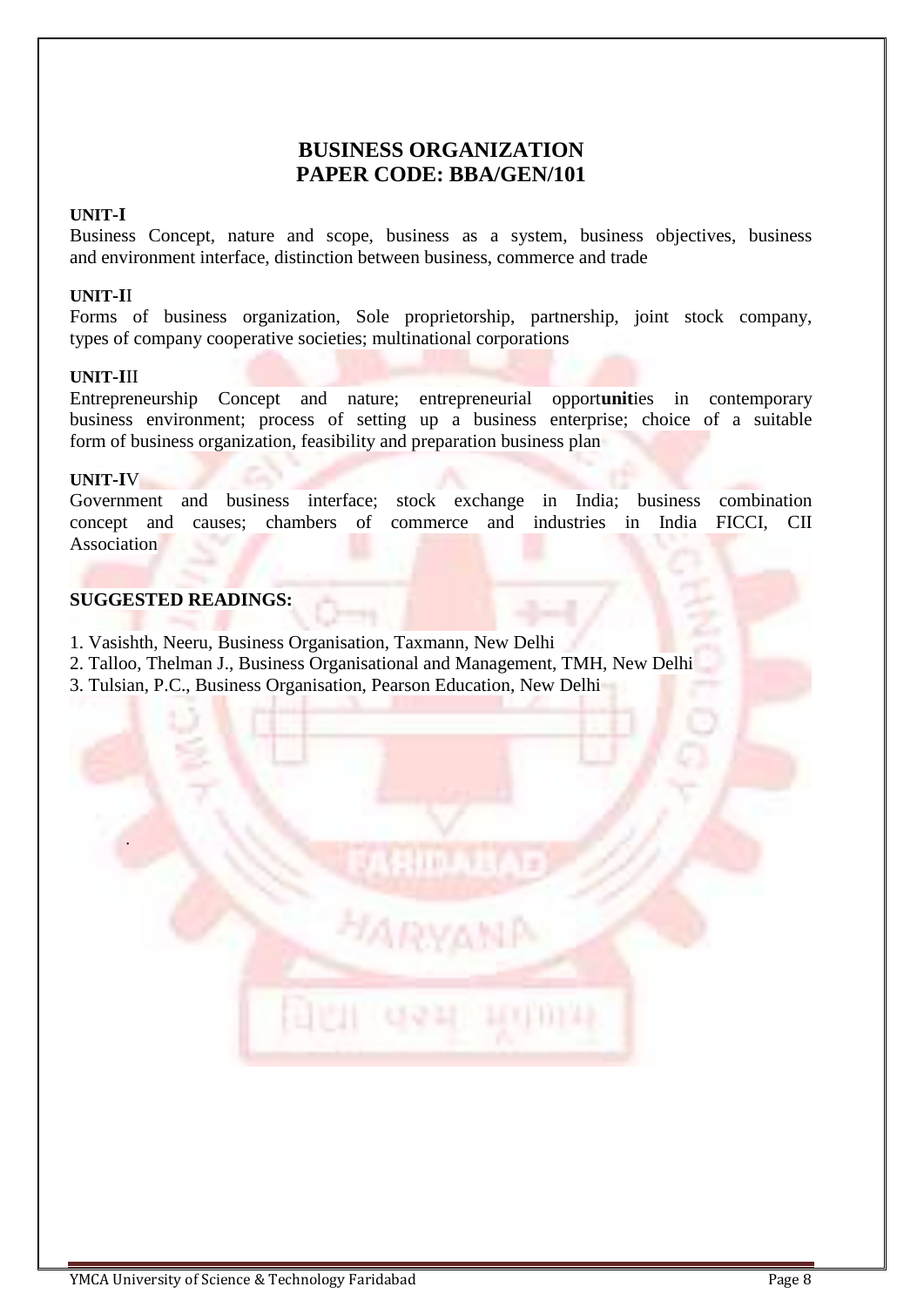# BUSINESS ORGANIZATION
# PAPER CODE: BBA/GEN/101

**UNIT-I**

Business Concept, nature and scope, business as a system, business objectives, business and environment interface, distinction between business, commerce and trade

**UNIT-II**

Forms of business organization, Sole proprietorship, partnership, joint stock company, types of company cooperative societies; multinational corporations

**UNIT-III**

Entrepreneurship Concept and nature; entrepreneurial opport**unit**ies in contemporary business environment; process of setting up a business enterprise; choice of a suitable form of business organization, feasibility and preparation business plan

**UNIT-IV**

Government and business interface; stock exchange in India; business combination concept and causes; chambers of commerce and industries in India FICCI, CII Association

**SUGGESTED READINGS:**

1. Vasishth, Neeru, Business Organisation, Taxmann, New Delhi
2. Talloo, Thelman J., Business Organisational and Management, TMH, New Delhi
3. Tulsian, P.C., Business Organisation, Pearson Education, New Delhi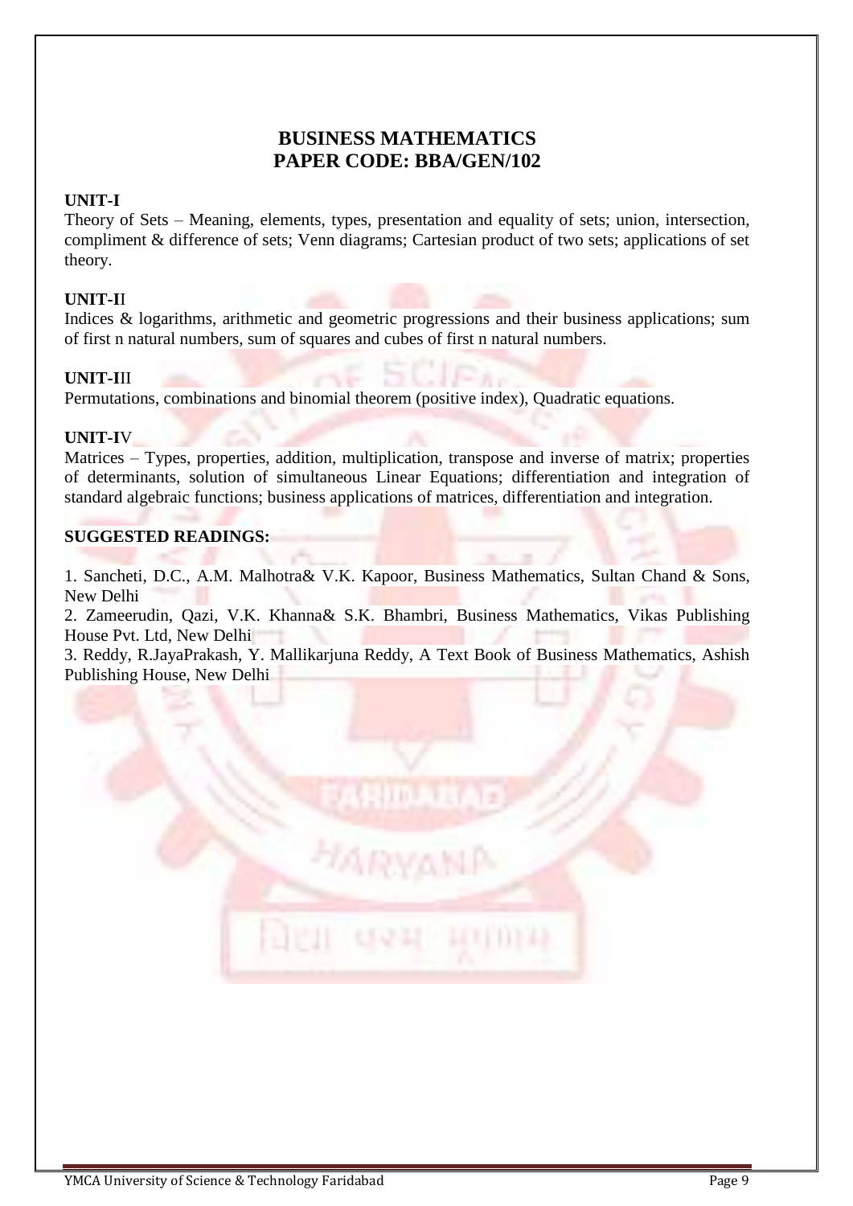# BUSINESS MATHEMATICS
# PAPER CODE: BBA/GEN/102

**UNIT-I**

Theory of Sets – Meaning, elements, types, presentation and equality of sets; union, intersection, compliment & difference of sets; Venn diagrams; Cartesian product of two sets; applications of set theory.

**UNIT-II**

Indices & logarithms, arithmetic and geometric progressions and their business applications; sum of first n natural numbers, sum of squares and cubes of first n natural numbers.

**UNIT-III**

Permutations, combinations and binomial theorem (positive index), Quadratic equations.

**UNIT-IV**

Matrices – Types, properties, addition, multiplication, transpose and inverse of matrix; properties of determinants, solution of simultaneous Linear Equations; differentiation and integration of standard algebraic functions; business applications of matrices, differentiation and integration.

**SUGGESTED READINGS:**

1. Sancheti, D.C., A.M. Malhotra& V.K. Kapoor, Business Mathematics, Sultan Chand & Sons, New Delhi
2. Zameerudin, Qazi, V.K. Khanna& S.K. Bhambri, Business Mathematics, Vikas Publishing House Pvt. Ltd, New Delhi
3. Reddy, R.JayaPrakash, Y. Mallikarjuna Reddy, A Text Book of Business Mathematics, Ashish Publishing House, New Delhi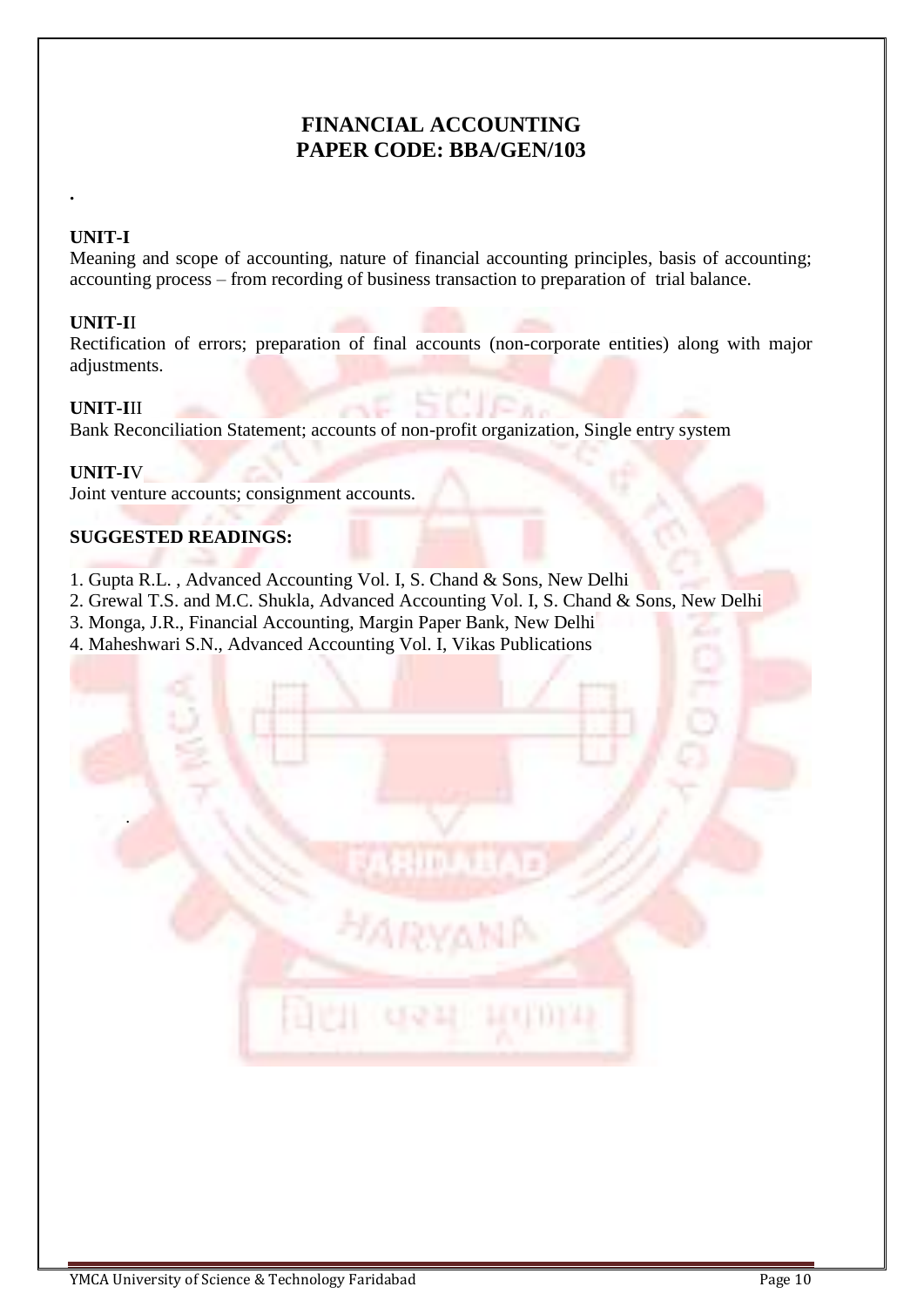# FINANCIAL ACCOUNTING
# PAPER CODE: BBA/GEN/103

.

**UNIT-I**

Meaning and scope of accounting, nature of financial accounting principles, basis of accounting; accounting process – from recording of business transaction to preparation of trial balance.

**UNIT-II**

Rectification of errors; preparation of final accounts (non-corporate entities) along with major adjustments.

**UNIT-III**

Bank Reconciliation Statement; accounts of non-profit organization, Single entry system

**UNIT-IV**

Joint venture accounts; consignment accounts.

**SUGGESTED READINGS:**

1. Gupta R.L. , Advanced Accounting Vol. I, S. Chand & Sons, New Delhi
2. Grewal T.S. and M.C. Shukla, Advanced Accounting Vol. I, S. Chand & Sons, New Delhi
3. Monga, J.R., Financial Accounting, Margin Paper Bank, New Delhi
4. Maheshwari S.N., Advanced Accounting Vol. I, Vikas Publications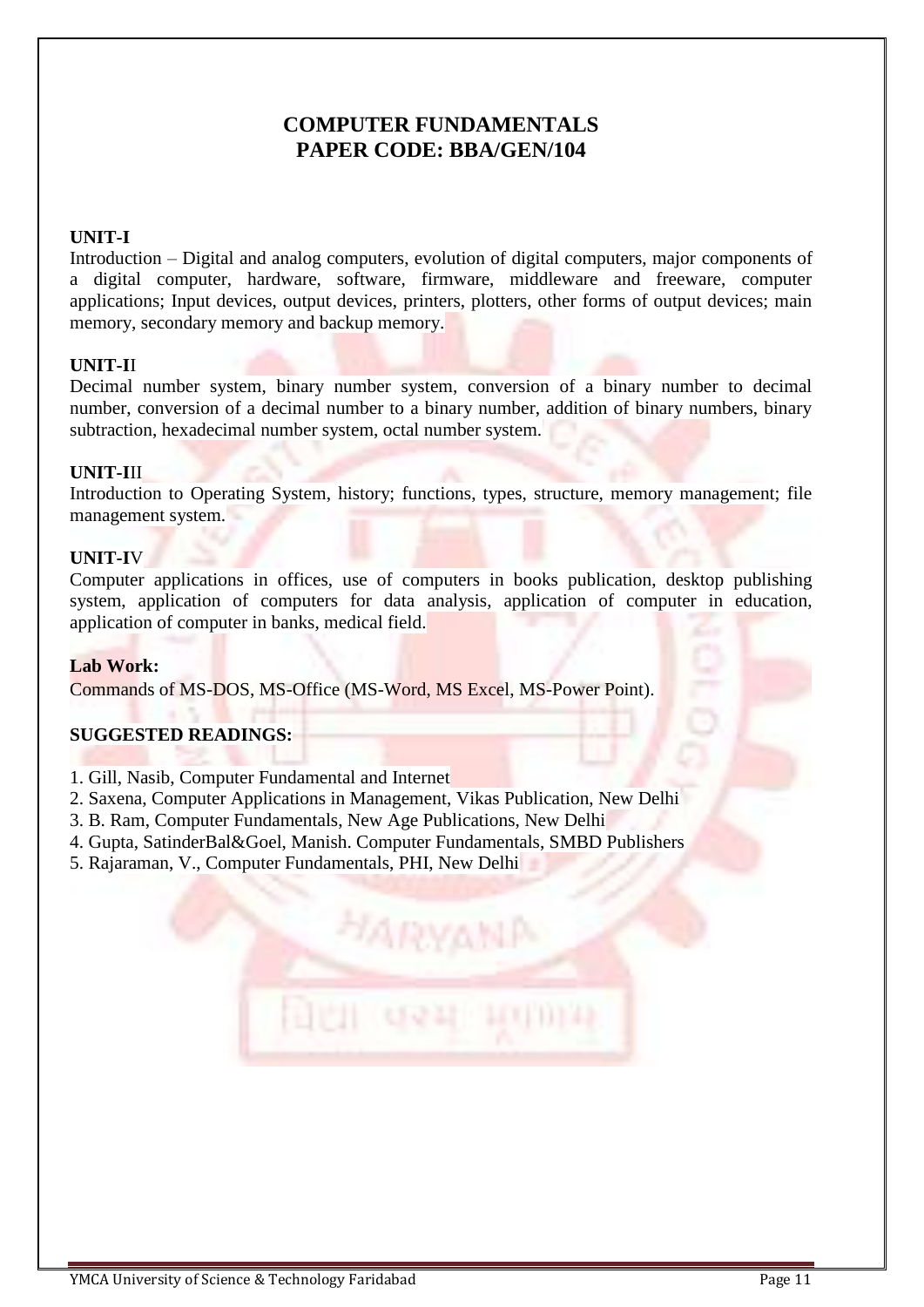# COMPUTER FUNDAMENTALS
# PAPER CODE: BBA/GEN/104

**UNIT-I**

Introduction – Digital and analog computers, evolution of digital computers, major components of a digital computer, hardware, software, firmware, middleware and freeware, computer applications; Input devices, output devices, printers, plotters, other forms of output devices; main memory, secondary memory and backup memory.

**UNIT-II**

Decimal number system, binary number system, conversion of a binary number to decimal number, conversion of a decimal number to a binary number, addition of binary numbers, binary subtraction, hexadecimal number system, octal number system.

**UNIT-III**

Introduction to Operating System, history; functions, types, structure, memory management; file management system.

**UNIT-IV**

Computer applications in offices, use of computers in books publication, desktop publishing system, application of computers for data analysis, application of computer in education, application of computer in banks, medical field.

**Lab Work:**

Commands of MS-DOS, MS-Office (MS-Word, MS Excel, MS-Power Point).

**SUGGESTED READINGS:**

1. Gill, Nasib, Computer Fundamental and Internet
2. Saxena, Computer Applications in Management, Vikas Publication, New Delhi
3. B. Ram, Computer Fundamentals, New Age Publications, New Delhi
4. Gupta, SatinderBal&Goel, Manish. Computer Fundamentals, SMBD Publishers
5. Rajaraman, V., Computer Fundamentals, PHI, New Delhi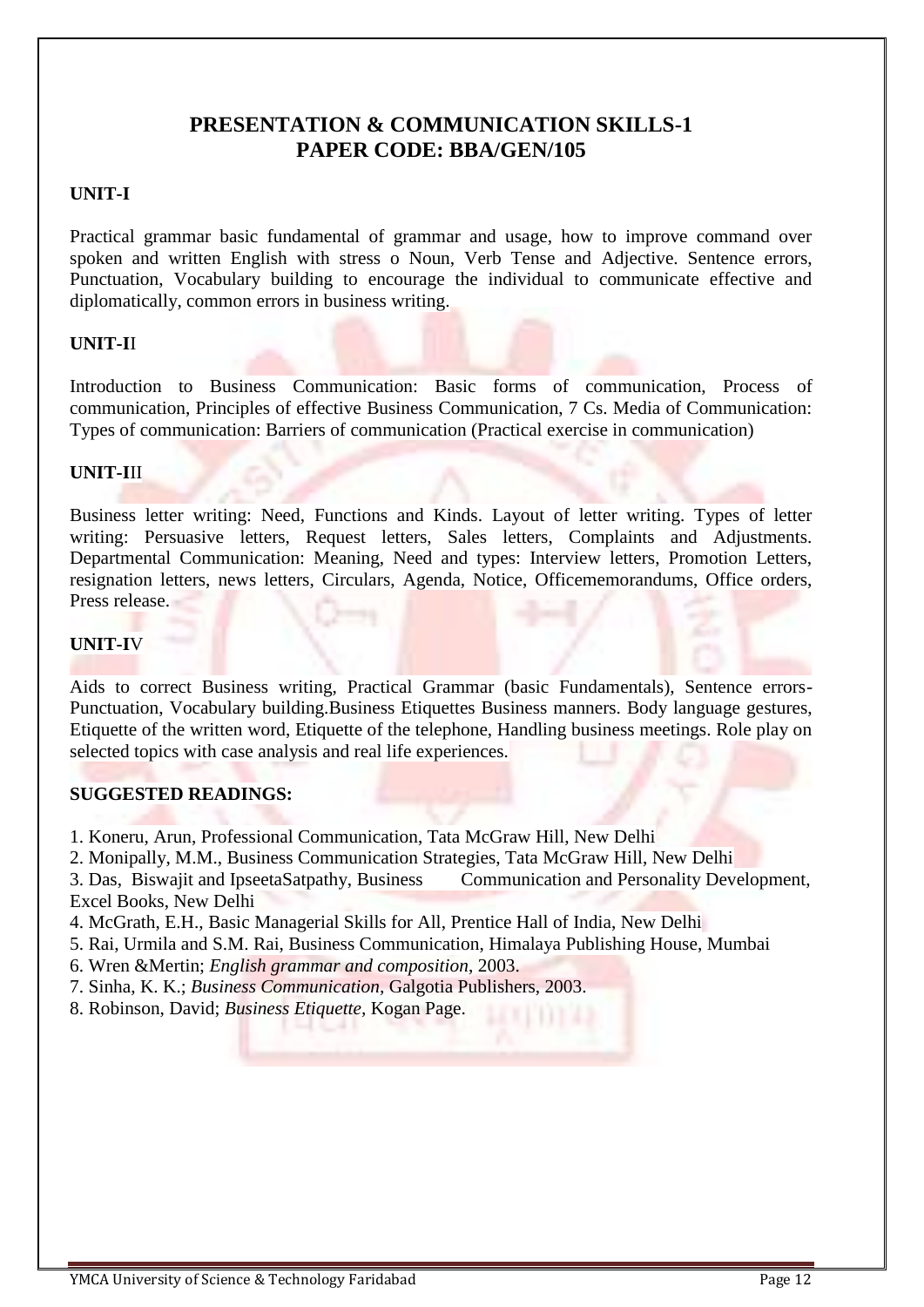# PRESENTATION & COMMUNICATION SKILLS-1
# PAPER CODE: BBA/GEN/105

**UNIT-I**

Practical grammar basic fundamental of grammar and usage, how to improve command over spoken and written English with stress o Noun, Verb Tense and Adjective. Sentence errors, Punctuation, Vocabulary building to encourage the individual to communicate effective and diplomatically, common errors in business writing.

**UNIT-II**

Introduction to Business Communication: Basic forms of communication, Process of communication, Principles of effective Business Communication, 7 Cs. Media of Communication: Types of communication: Barriers of communication (Practical exercise in communication)

**UNIT-III**

Business letter writing: Need, Functions and Kinds. Layout of letter writing. Types of letter writing: Persuasive letters, Request letters, Sales letters, Complaints and Adjustments. Departmental Communication: Meaning, Need and types: Interview letters, Promotion Letters, resignation letters, news letters, Circulars, Agenda, Notice, Officememorandums, Office orders, Press release.

**UNIT-IV**

Aids to correct Business writing, Practical Grammar (basic Fundamentals), Sentence errors-Punctuation, Vocabulary building.Business Etiquettes Business manners. Body language gestures, Etiquette of the written word, Etiquette of the telephone, Handling business meetings. Role play on selected topics with case analysis and real life experiences.

**SUGGESTED READINGS:**

1. Koneru, Arun, Professional Communication, Tata McGraw Hill, New Delhi
2. Monipally, M.M., Business Communication Strategies, Tata McGraw Hill, New Delhi
3. Das, Biswajit and IpseetaSatpathy, Business Communication and Personality Development, Excel Books, New Delhi
4. McGrath, E.H., Basic Managerial Skills for All, Prentice Hall of India, New Delhi
5. Rai, Urmila and S.M. Rai, Business Communication, Himalaya Publishing House, Mumbai
6. Wren &Mertin; *English grammar and composition*, 2003.
7. Sinha, K. K.; *Business Communication*, Galgotia Publishers, 2003.
8. Robinson, David; *Business Etiquette*, Kogan Page.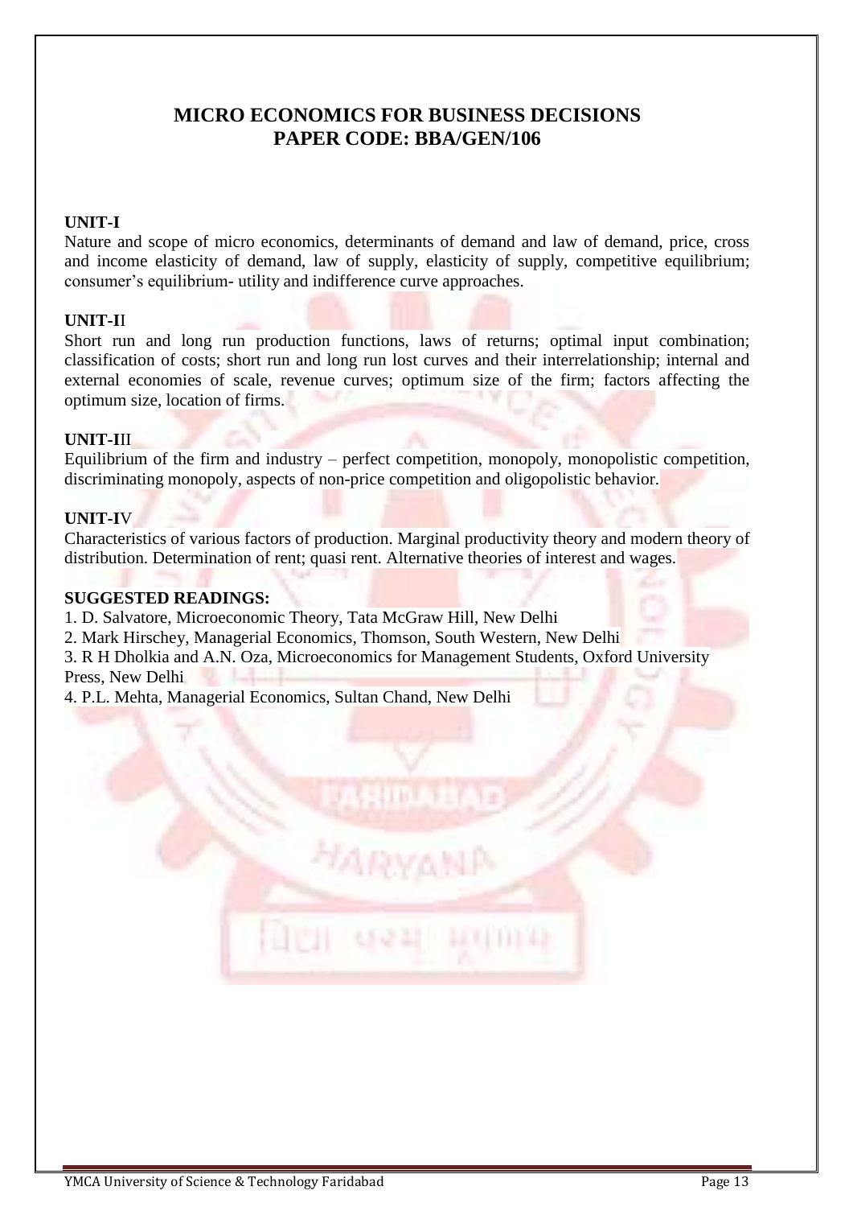# MICRO ECONOMICS FOR BUSINESS DECISIONS
# PAPER CODE: BBA/GEN/106

**UNIT-I**

Nature and scope of micro economics, determinants of demand and law of demand, price, cross and income elasticity of demand, law of supply, elasticity of supply, competitive equilibrium; consumer's equilibrium- utility and indifference curve approaches.

**UNIT-II**

Short run and long run production functions, laws of returns; optimal input combination; classification of costs; short run and long run lost curves and their interrelationship; internal and external economies of scale, revenue curves; optimum size of the firm; factors affecting the optimum size, location of firms.

**UNIT-III**

Equilibrium of the firm and industry – perfect competition, monopoly, monopolistic competition, discriminating monopoly, aspects of non-price competition and oligopolistic behavior.

**UNIT-IV**

Characteristics of various factors of production. Marginal productivity theory and modern theory of distribution. Determination of rent; quasi rent. Alternative theories of interest and wages.

**SUGGESTED READINGS:**

1. D. Salvatore, Microeconomic Theory, Tata McGraw Hill, New Delhi
2. Mark Hirschey, Managerial Economics, Thomson, South Western, New Delhi
3. R H Dholkia and A.N. Oza, Microeconomics for Management Students, Oxford University Press, New Delhi
4. P.L. Mehta, Managerial Economics, Sultan Chand, New Delhi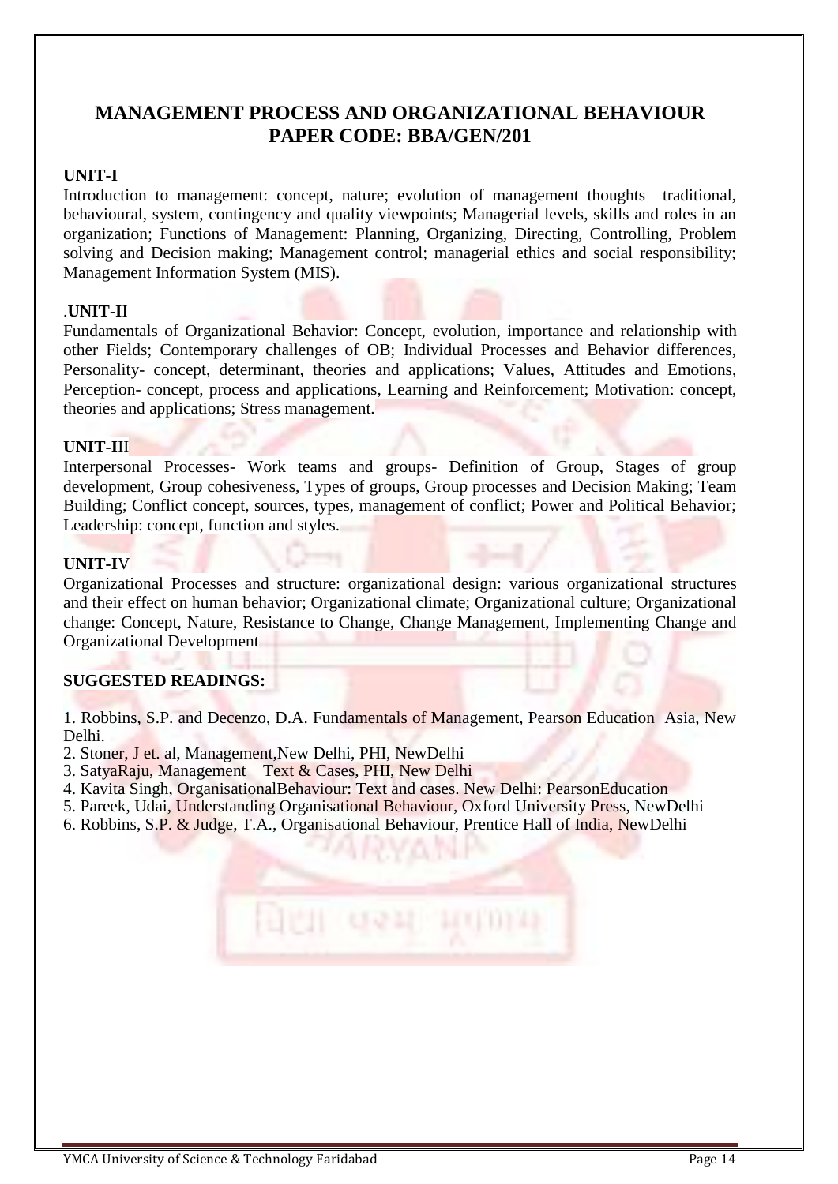# MANAGEMENT PROCESS AND ORGANIZATIONAL BEHAVIOUR
## PAPER CODE: BBA/GEN/201

**UNIT-I**

Introduction to management: concept, nature; evolution of management thoughts traditional, behavioural, system, contingency and quality viewpoints; Managerial levels, skills and roles in an organization; Functions of Management: Planning, Organizing, Directing, Controlling, Problem solving and Decision making; Management control; managerial ethics and social responsibility; Management Information System (MIS).

.**UNIT-II**

Fundamentals of Organizational Behavior: Concept, evolution, importance and relationship with other Fields; Contemporary challenges of OB; Individual Processes and Behavior differences, Personality- concept, determinant, theories and applications; Values, Attitudes and Emotions, Perception- concept, process and applications, Learning and Reinforcement; Motivation: concept, theories and applications; Stress management.

**UNIT-III**

Interpersonal Processes- Work teams and groups- Definition of Group, Stages of group development, Group cohesiveness, Types of groups, Group processes and Decision Making; Team Building; Conflict concept, sources, types, management of conflict; Power and Political Behavior; Leadership: concept, function and styles.

**UNIT-IV**

Organizational Processes and structure: organizational design: various organizational structures and their effect on human behavior; Organizational climate; Organizational culture; Organizational change: Concept, Nature, Resistance to Change, Change Management, Implementing Change and Organizational Development

**SUGGESTED READINGS:**

1. Robbins, S.P. and Decenzo, D.A. Fundamentals of Management, Pearson Education Asia, New Delhi.
2. Stoner, J et. al, Management,New Delhi, PHI, NewDelhi
3. SatyaRaju, Management Text & Cases, PHI, New Delhi
4. Kavita Singh, OrganisationalBehaviour: Text and cases. New Delhi: PearsonEducation
5. Pareek, Udai, Understanding Organisational Behaviour, Oxford University Press, NewDelhi
6. Robbins, S.P. & Judge, T.A., Organisational Behaviour, Prentice Hall of India, NewDelhi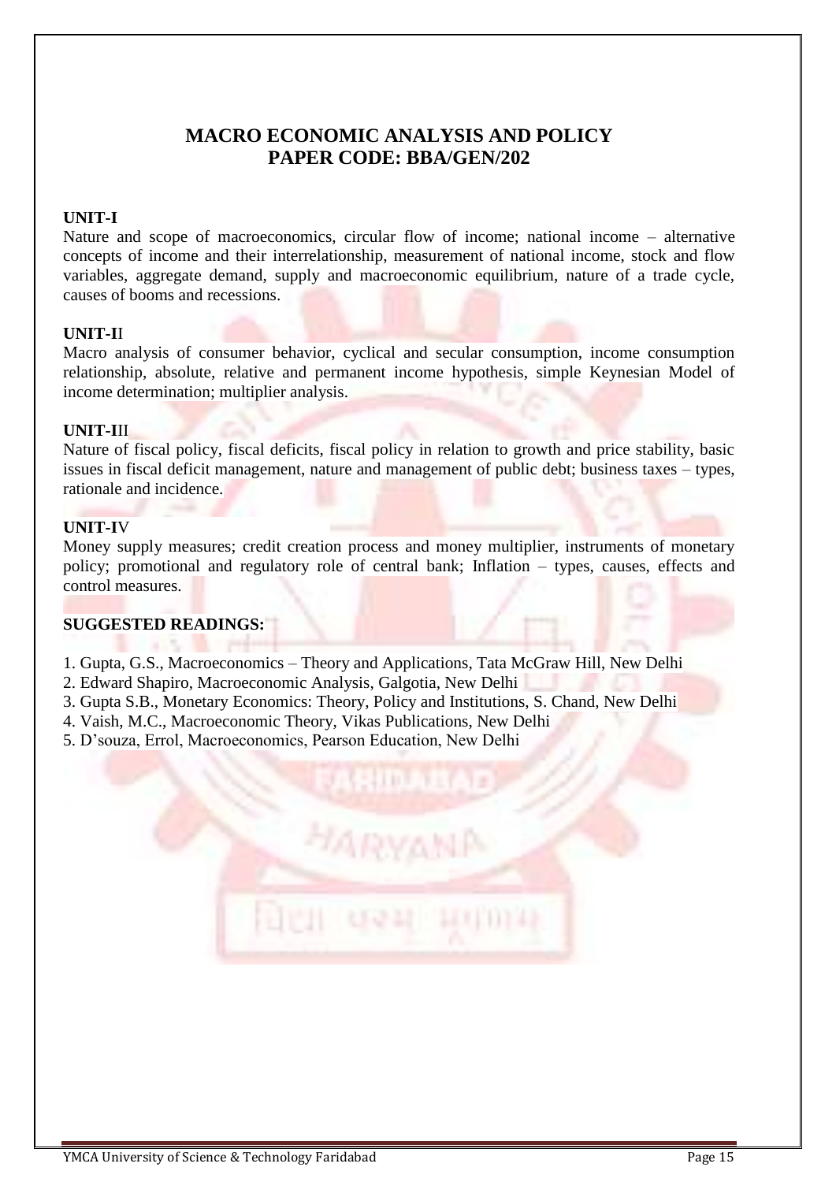## MACRO ECONOMIC ANALYSIS AND POLICY
## PAPER CODE: BBA/GEN/202

**UNIT-I**

Nature and scope of macroeconomics, circular flow of income; national income – alternative concepts of income and their interrelationship, measurement of national income, stock and flow variables, aggregate demand, supply and macroeconomic equilibrium, nature of a trade cycle, causes of booms and recessions.

**UNIT-II**

Macro analysis of consumer behavior, cyclical and secular consumption, income consumption relationship, absolute, relative and permanent income hypothesis, simple Keynesian Model of income determination; multiplier analysis.

**UNIT-III**

Nature of fiscal policy, fiscal deficits, fiscal policy in relation to growth and price stability, basic issues in fiscal deficit management, nature and management of public debt; business taxes – types, rationale and incidence.

**UNIT-IV**

Money supply measures; credit creation process and money multiplier, instruments of monetary policy; promotional and regulatory role of central bank; Inflation – types, causes, effects and control measures.

**SUGGESTED READINGS:**

1. Gupta, G.S., Macroeconomics – Theory and Applications, Tata McGraw Hill, New Delhi
2. Edward Shapiro, Macroeconomic Analysis, Galgotia, New Delhi
3. Gupta S.B., Monetary Economics: Theory, Policy and Institutions, S. Chand, New Delhi
4. Vaish, M.C., Macroeconomic Theory, Vikas Publications, New Delhi
5. D'souza, Errol, Macroeconomics, Pearson Education, New Delhi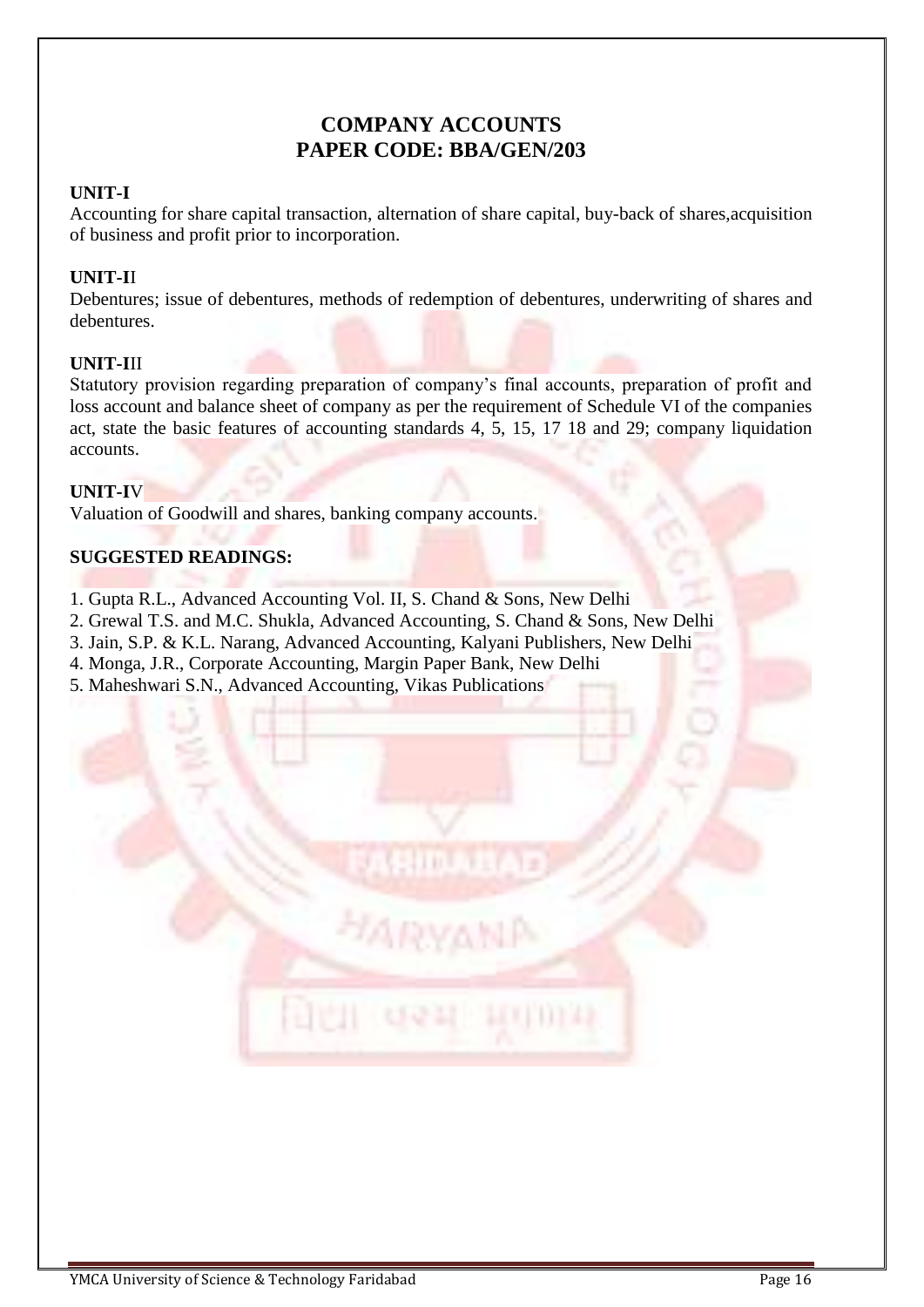# COMPANY ACCOUNTS
# PAPER CODE: BBA/GEN/203

**UNIT-I**

Accounting for share capital transaction, alternation of share capital, buy-back of shares,acquisition of business and profit prior to incorporation.

**UNIT-II**

Debentures; issue of debentures, methods of redemption of debentures, underwriting of shares and debentures.

**UNIT-III**

Statutory provision regarding preparation of company's final accounts, preparation of profit and loss account and balance sheet of company as per the requirement of Schedule VI of the companies act, state the basic features of accounting standards 4, 5, 15, 17 18 and 29; company liquidation accounts.

**UNIT-IV**

Valuation of Goodwill and shares, banking company accounts.

**SUGGESTED READINGS:**

1. Gupta R.L., Advanced Accounting Vol. II, S. Chand & Sons, New Delhi
2. Grewal T.S. and M.C. Shukla, Advanced Accounting, S. Chand & Sons, New Delhi
3. Jain, S.P. & K.L. Narang, Advanced Accounting, Kalyani Publishers, New Delhi
4. Monga, J.R., Corporate Accounting, Margin Paper Bank, New Delhi
5. Maheshwari S.N., Advanced Accounting, Vikas Publications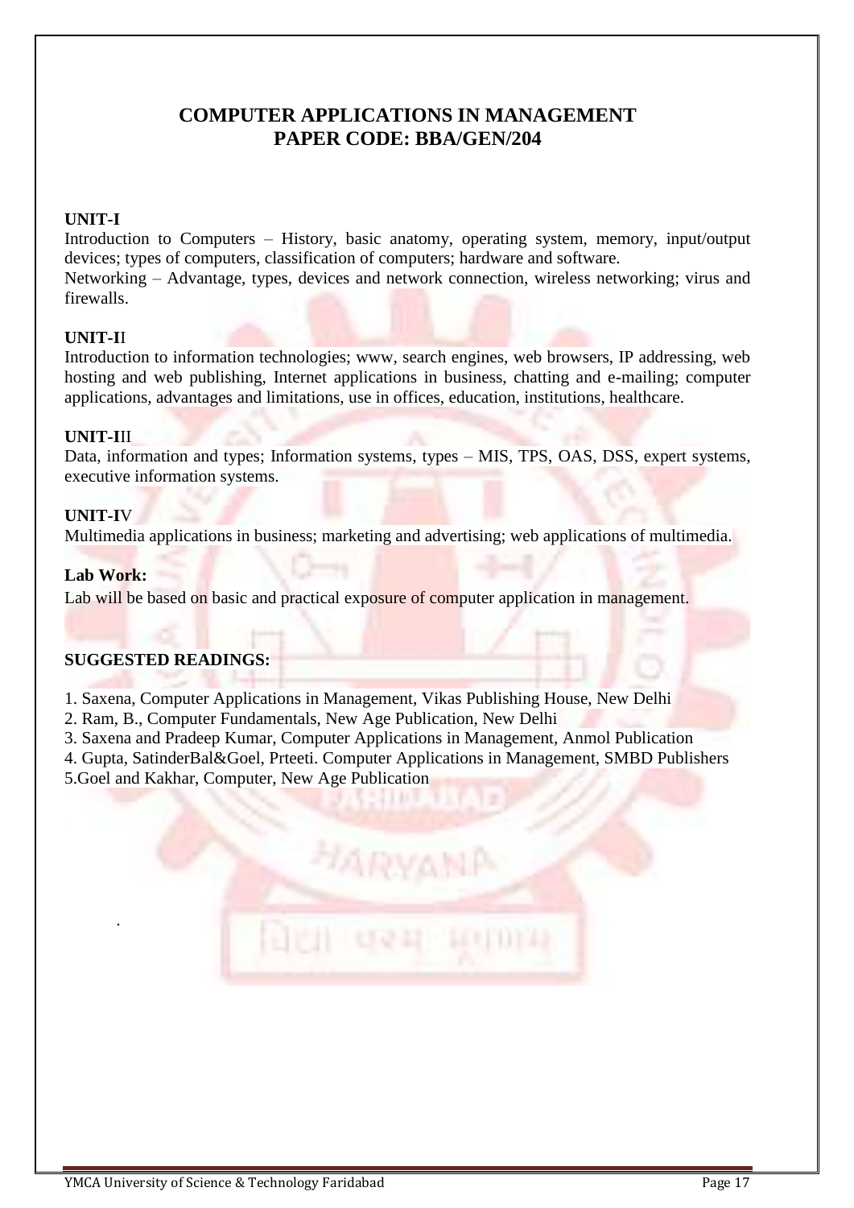## COMPUTER APPLICATIONS IN MANAGEMENT
## PAPER CODE: BBA/GEN/204

**UNIT-I**

Introduction to Computers – History, basic anatomy, operating system, memory, input/output devices; types of computers, classification of computers; hardware and software.

Networking – Advantage, types, devices and network connection, wireless networking; virus and firewalls.

**UNIT-II**

Introduction to information technologies; www, search engines, web browsers, IP addressing, web hosting and web publishing, Internet applications in business, chatting and e-mailing; computer applications, advantages and limitations, use in offices, education, institutions, healthcare.

**UNIT-III**

Data, information and types; Information systems, types – MIS, TPS, OAS, DSS, expert systems, executive information systems.

**UNIT-IV**

Multimedia applications in business; marketing and advertising; web applications of multimedia.

**Lab Work:**

Lab will be based on basic and practical exposure of computer application in management.

**SUGGESTED READINGS:**

1. Saxena, Computer Applications in Management, Vikas Publishing House, New Delhi
2. Ram, B., Computer Fundamentals, New Age Publication, New Delhi
3. Saxena and Pradeep Kumar, Computer Applications in Management, Anmol Publication
4. Gupta, SatinderBal&Goel, Prteeti. Computer Applications in Management, SMBD Publishers
5. Goel and Kakhar, Computer, New Age Publication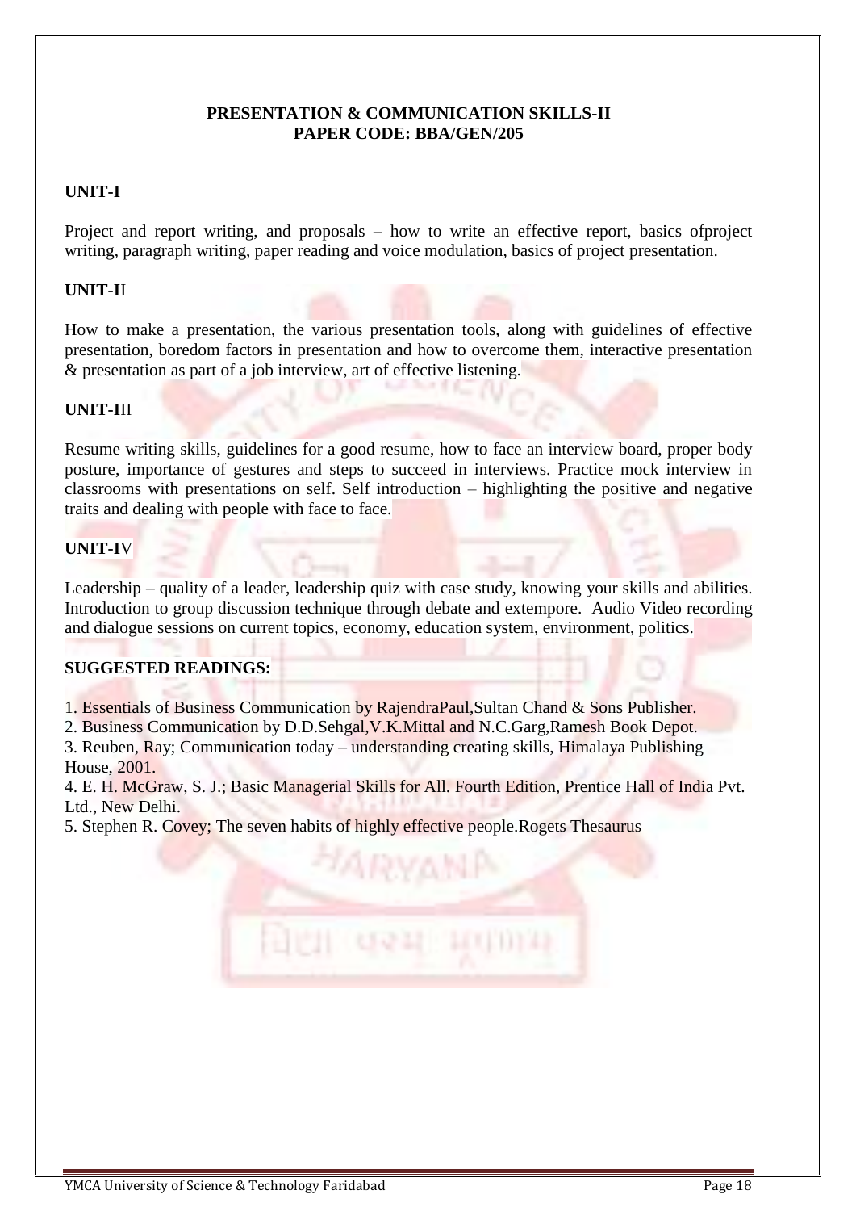**PRESENTATION & COMMUNICATION SKILLS-II**
**PAPER CODE: BBA/GEN/205**

**UNIT-I**

Project and report writing, and proposals – how to write an effective report, basics ofproject writing, paragraph writing, paper reading and voice modulation, basics of project presentation.

**UNIT-II**

How to make a presentation, the various presentation tools, along with guidelines of effective presentation, boredom factors in presentation and how to overcome them, interactive presentation & presentation as part of a job interview, art of effective listening.

**UNIT-III**

Resume writing skills, guidelines for a good resume, how to face an interview board, proper body posture, importance of gestures and steps to succeed in interviews. Practice mock interview in classrooms with presentations on self. Self introduction – highlighting the positive and negative traits and dealing with people with face to face.

**UNIT-IV**

Leadership – quality of a leader, leadership quiz with case study, knowing your skills and abilities. Introduction to group discussion technique through debate and extempore. Audio Video recording and dialogue sessions on current topics, economy, education system, environment, politics.

**SUGGESTED READINGS:**

1. Essentials of Business Communication by RajendraPaul,Sultan Chand & Sons Publisher.
2. Business Communication by D.D.Sehgal,V.K.Mittal and N.C.Garg,Ramesh Book Depot.
3. Reuben, Ray; Communication today – understanding creating skills, Himalaya Publishing House, 2001.
4. E. H. McGraw, S. J.; Basic Managerial Skills for All. Fourth Edition, Prentice Hall of India Pvt. Ltd., New Delhi.
5. Stephen R. Covey; The seven habits of highly effective people.Rogets Thesaurus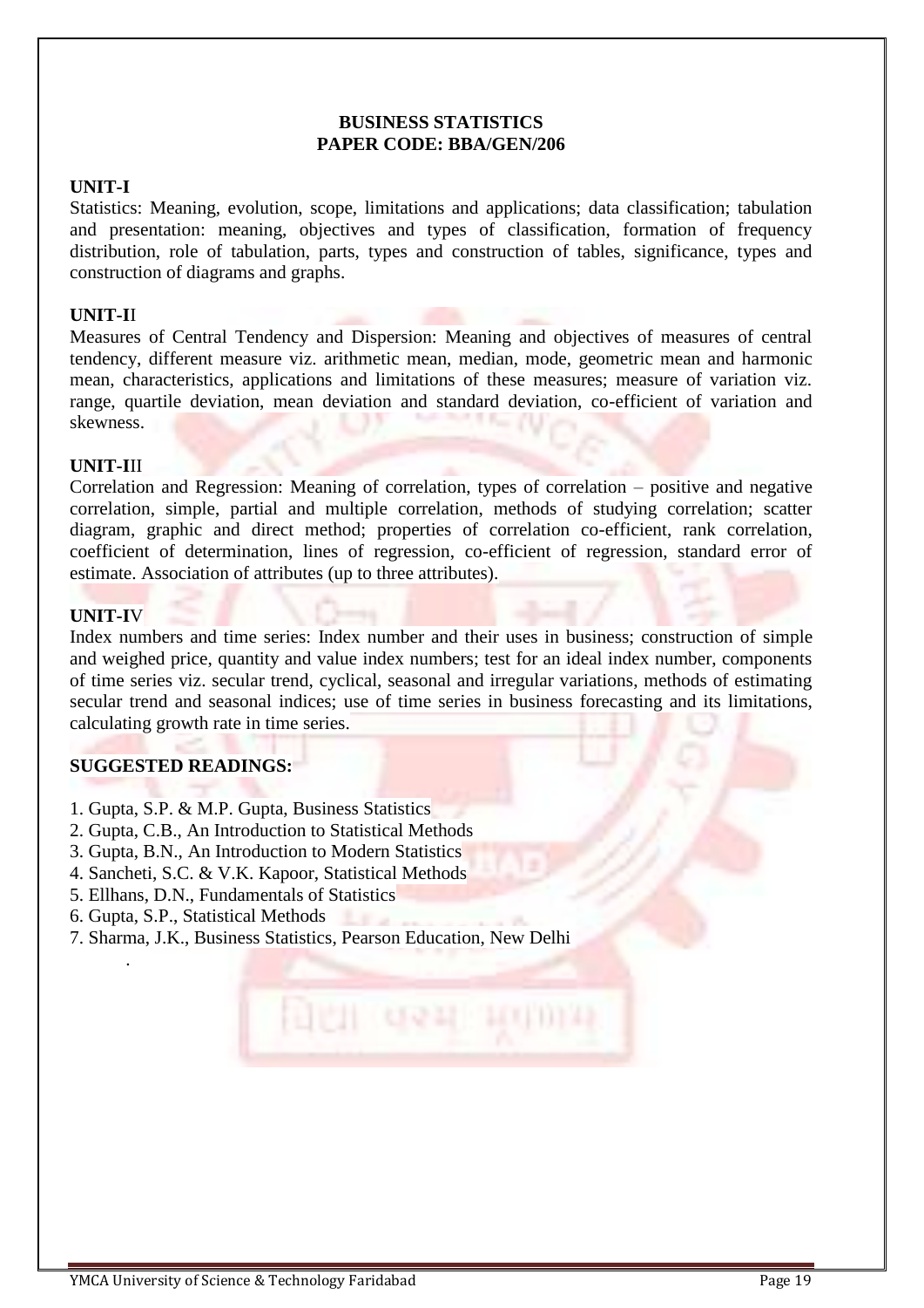# BUSINESS STATISTICS
## PAPER CODE: BBA/GEN/206

**UNIT-I**

Statistics: Meaning, evolution, scope, limitations and applications; data classification; tabulation and presentation: meaning, objectives and types of classification, formation of frequency distribution, role of tabulation, parts, types and construction of tables, significance, types and construction of diagrams and graphs.

**UNIT-II**

Measures of Central Tendency and Dispersion: Meaning and objectives of measures of central tendency, different measure viz. arithmetic mean, median, mode, geometric mean and harmonic mean, characteristics, applications and limitations of these measures; measure of variation viz. range, quartile deviation, mean deviation and standard deviation, co-efficient of variation and skewness.

**UNIT-III**

Correlation and Regression: Meaning of correlation, types of correlation – positive and negative correlation, simple, partial and multiple correlation, methods of studying correlation; scatter diagram, graphic and direct method; properties of correlation co-efficient, rank correlation, coefficient of determination, lines of regression, co-efficient of regression, standard error of estimate. Association of attributes (up to three attributes).

**UNIT-IV**

Index numbers and time series: Index number and their uses in business; construction of simple and weighed price, quantity and value index numbers; test for an ideal index number, components of time series viz. secular trend, cyclical, seasonal and irregular variations, methods of estimating secular trend and seasonal indices; use of time series in business forecasting and its limitations, calculating growth rate in time series.

**SUGGESTED READINGS:**

1. Gupta, S.P. & M.P. Gupta, Business Statistics
2. Gupta, C.B., An Introduction to Statistical Methods
3. Gupta, B.N., An Introduction to Modern Statistics
4. Sancheti, S.C. & V.K. Kapoor, Statistical Methods
5. Ellhans, D.N., Fundamentals of Statistics
6. Gupta, S.P., Statistical Methods
7. Sharma, J.K., Business Statistics, Pearson Education, New Delhi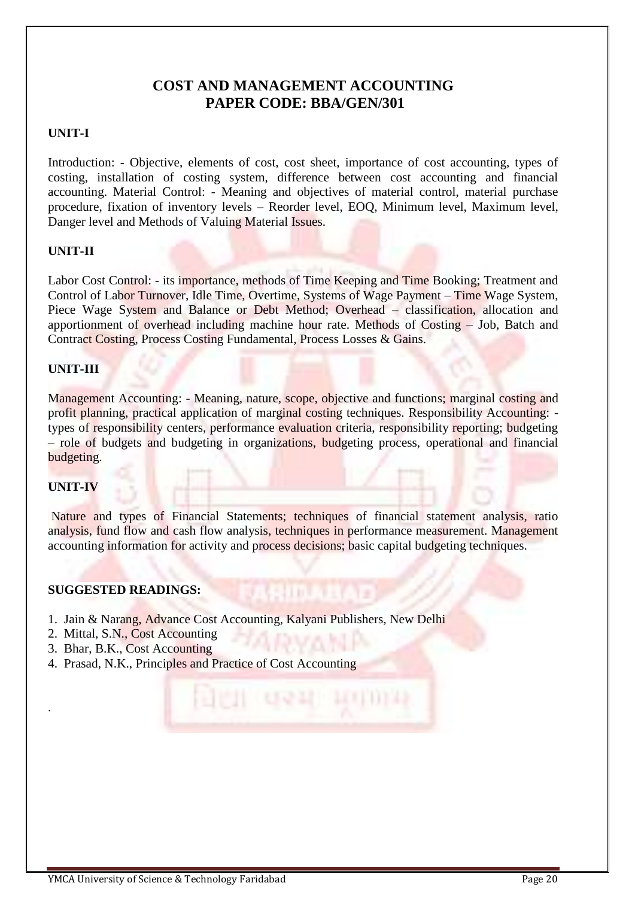# COST AND MANAGEMENT ACCOUNTING
## PAPER CODE: BBA/GEN/301

**UNIT-I**

Introduction: - Objective, elements of cost, cost sheet, importance of cost accounting, types of costing, installation of costing system, difference between cost accounting and financial accounting. Material Control: - Meaning and objectives of material control, material purchase procedure, fixation of inventory levels – Reorder level, EOQ, Minimum level, Maximum level, Danger level and Methods of Valuing Material Issues.

**UNIT-II**

Labor Cost Control: - its importance, methods of Time Keeping and Time Booking; Treatment and Control of Labor Turnover, Idle Time, Overtime, Systems of Wage Payment – Time Wage System, Piece Wage System and Balance or Debt Method; Overhead – classification, allocation and apportionment of overhead including machine hour rate. Methods of Costing – Job, Batch and Contract Costing, Process Costing Fundamental, Process Losses & Gains.

**UNIT-III**

Management Accounting: - Meaning, nature, scope, objective and functions; marginal costing and profit planning, practical application of marginal costing techniques. Responsibility Accounting: - types of responsibility centers, performance evaluation criteria, responsibility reporting; budgeting – role of budgets and budgeting in organizations, budgeting process, operational and financial budgeting.

**UNIT-IV**

Nature and types of Financial Statements; techniques of financial statement analysis, ratio analysis, fund flow and cash flow analysis, techniques in performance measurement. Management accounting information for activity and process decisions; basic capital budgeting techniques.

**SUGGESTED READINGS:**

1. Jain & Narang, Advance Cost Accounting, Kalyani Publishers, New Delhi
2. Mittal, S.N., Cost Accounting
3. Bhar, B.K., Cost Accounting
4. Prasad, N.K., Principles and Practice of Cost Accounting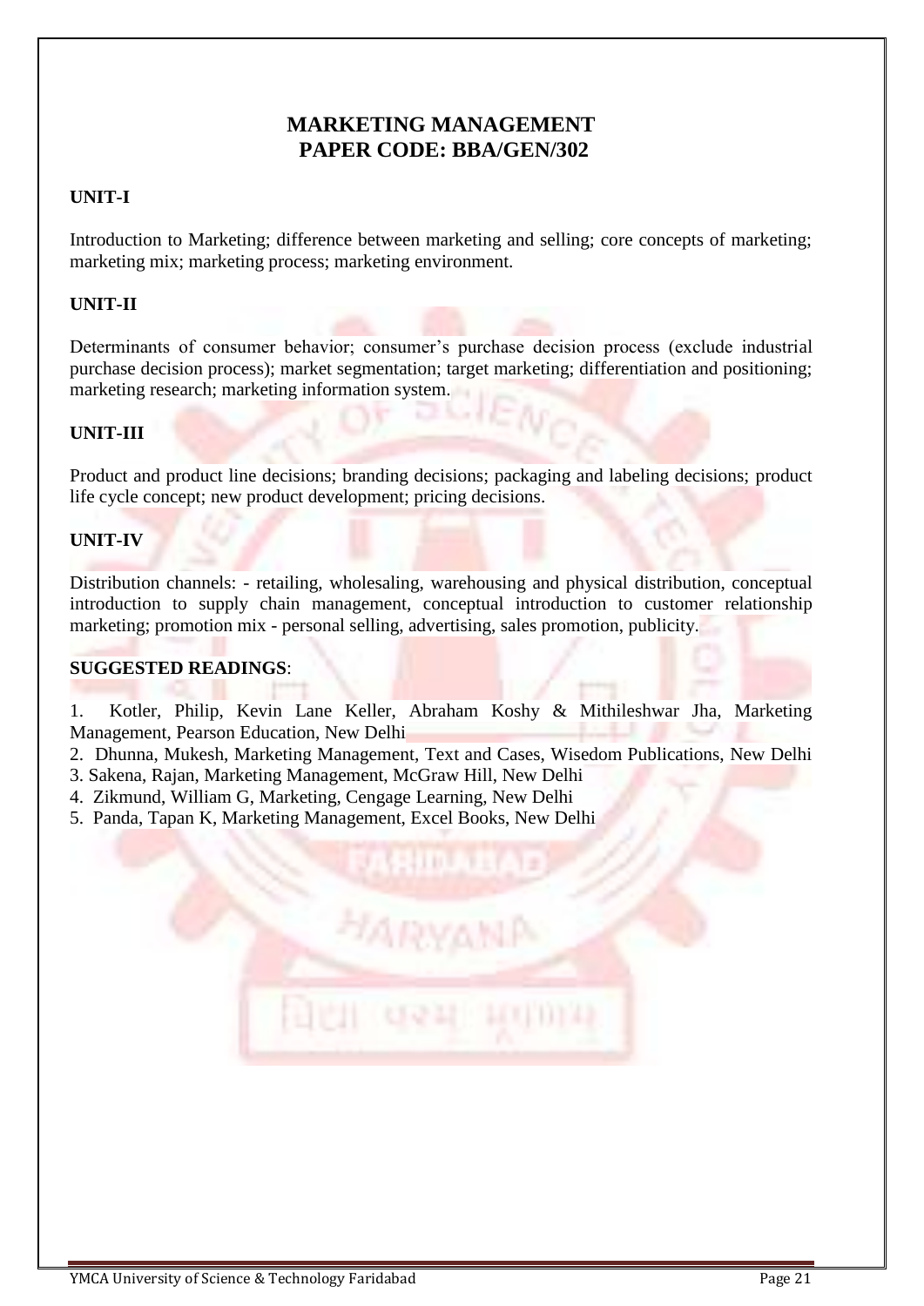# MARKETING MANAGEMENT
## PAPER CODE: BBA/GEN/302

**UNIT-I**

Introduction to Marketing; difference between marketing and selling; core concepts of marketing; marketing mix; marketing process; marketing environment.

**UNIT-II**

Determinants of consumer behavior; consumer's purchase decision process (exclude industrial purchase decision process); market segmentation; target marketing; differentiation and positioning; marketing research; marketing information system.

**UNIT-III**

Product and product line decisions; branding decisions; packaging and labeling decisions; product life cycle concept; new product development; pricing decisions.

**UNIT-IV**

Distribution channels: - retailing, wholesaling, warehousing and physical distribution, conceptual introduction to supply chain management, conceptual introduction to customer relationship marketing; promotion mix - personal selling, advertising, sales promotion, publicity.

**SUGGESTED READINGS**:

1. Kotler, Philip, Kevin Lane Keller, Abraham Koshy & Mithileshwar Jha, Marketing Management, Pearson Education, New Delhi
2. Dhunna, Mukesh, Marketing Management, Text and Cases, Wisedom Publications, New Delhi
3. Sakena, Rajan, Marketing Management, McGraw Hill, New Delhi
4. Zikmund, William G, Marketing, Cengage Learning, New Delhi
5. Panda, Tapan K, Marketing Management, Excel Books, New Delhi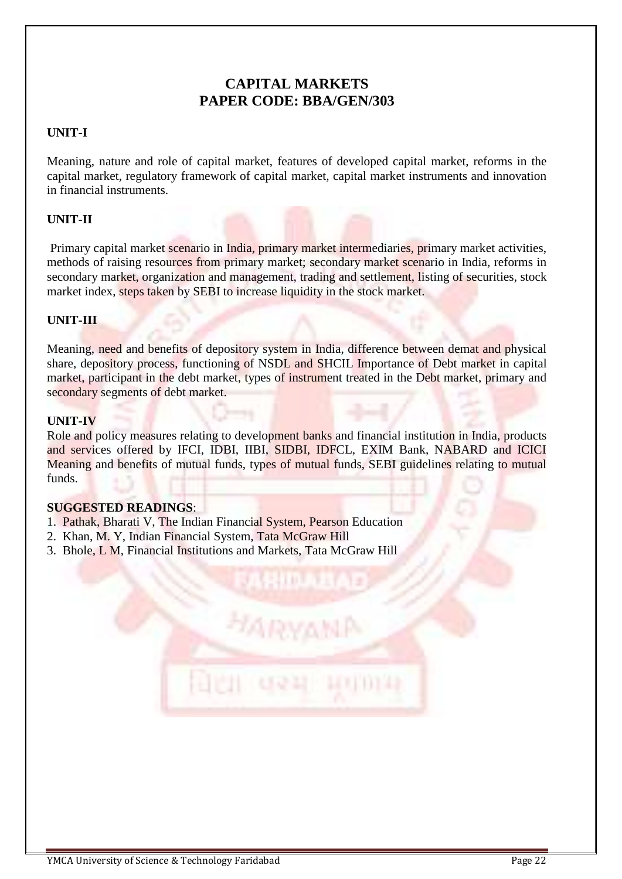# CAPITAL MARKETS
# PAPER CODE: BBA/GEN/303

**UNIT-I**

Meaning, nature and role of capital market, features of developed capital market, reforms in the capital market, regulatory framework of capital market, capital market instruments and innovation in financial instruments.

**UNIT-II**

Primary capital market scenario in India, primary market intermediaries, primary market activities, methods of raising resources from primary market; secondary market scenario in India, reforms in secondary market, organization and management, trading and settlement, listing of securities, stock market index, steps taken by SEBI to increase liquidity in the stock market.

**UNIT-III**

Meaning, need and benefits of depository system in India, difference between demat and physical share, depository process, functioning of NSDL and SHCIL Importance of Debt market in capital market, participant in the debt market, types of instrument treated in the Debt market, primary and secondary segments of debt market.

**UNIT-IV**

Role and policy measures relating to development banks and financial institution in India, products and services offered by IFCI, IDBI, IIBI, SIDBI, IDFCL, EXIM Bank, NABARD and ICICI Meaning and benefits of mutual funds, types of mutual funds, SEBI guidelines relating to mutual funds.

**SUGGESTED READINGS**:

1. Pathak, Bharati V, The Indian Financial System, Pearson Education
2. Khan, M. Y, Indian Financial System, Tata McGraw Hill
3. Bhole, L M, Financial Institutions and Markets, Tata McGraw Hill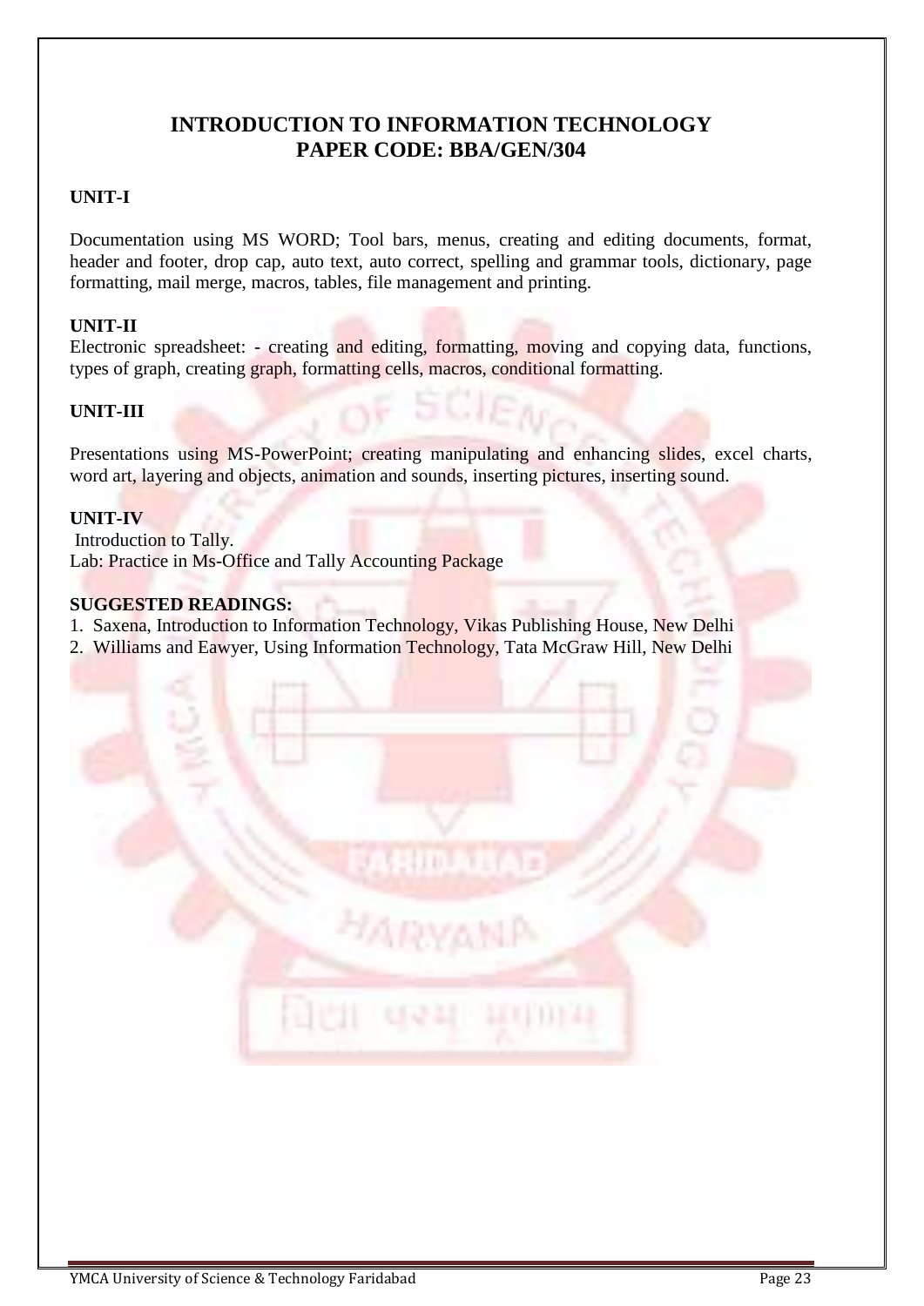# INTRODUCTION TO INFORMATION TECHNOLOGY
# PAPER CODE: BBA/GEN/304

**UNIT-I**

Documentation using MS WORD; Tool bars, menus, creating and editing documents, format, header and footer, drop cap, auto text, auto correct, spelling and grammar tools, dictionary, page formatting, mail merge, macros, tables, file management and printing.

**UNIT-II**

Electronic spreadsheet: - creating and editing, formatting, moving and copying data, functions, types of graph, creating graph, formatting cells, macros, conditional formatting.

**UNIT-III**

Presentations using MS-PowerPoint; creating manipulating and enhancing slides, excel charts, word art, layering and objects, animation and sounds, inserting pictures, inserting sound.

**UNIT-IV**

Introduction to Tally.
Lab: Practice in Ms-Office and Tally Accounting Package

**SUGGESTED READINGS:**

1. Saxena, Introduction to Information Technology, Vikas Publishing House, New Delhi
2. Williams and Eawyer, Using Information Technology, Tata McGraw Hill, New Delhi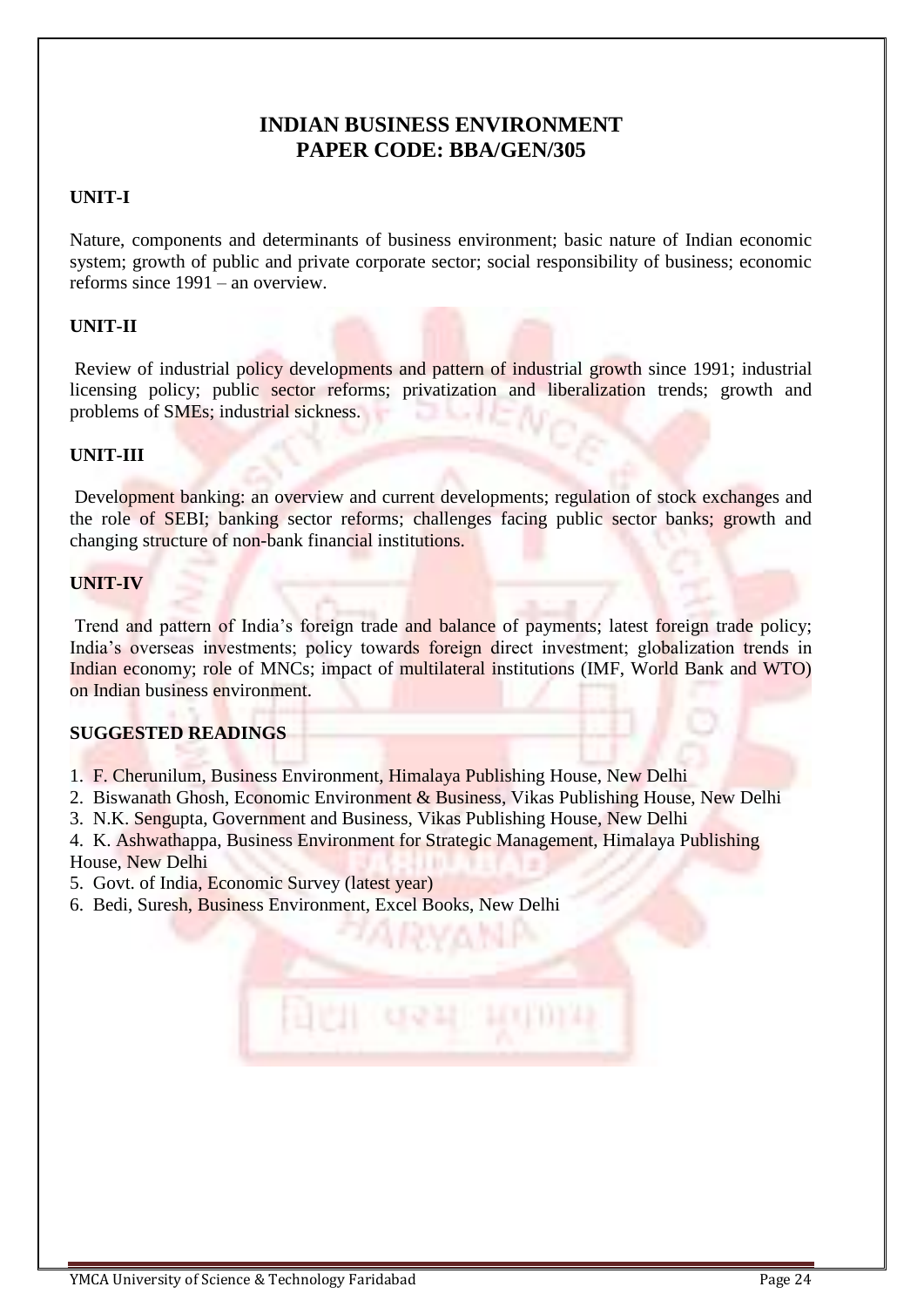# INDIAN BUSINESS ENVIRONMENT
# PAPER CODE: BBA/GEN/305

**UNIT-I**

Nature, components and determinants of business environment; basic nature of Indian economic system; growth of public and private corporate sector; social responsibility of business; economic reforms since 1991 – an overview.

**UNIT-II**

Review of industrial policy developments and pattern of industrial growth since 1991; industrial licensing policy; public sector reforms; privatization and liberalization trends; growth and problems of SMEs; industrial sickness.

**UNIT-III**

Development banking: an overview and current developments; regulation of stock exchanges and the role of SEBI; banking sector reforms; challenges facing public sector banks; growth and changing structure of non-bank financial institutions.

**UNIT-IV**

Trend and pattern of India's foreign trade and balance of payments; latest foreign trade policy; India's overseas investments; policy towards foreign direct investment; globalization trends in Indian economy; role of MNCs; impact of multilateral institutions (IMF, World Bank and WTO) on Indian business environment.

**SUGGESTED READINGS**

1. F. Cherunilum, Business Environment, Himalaya Publishing House, New Delhi
2. Biswanath Ghosh, Economic Environment & Business, Vikas Publishing House, New Delhi
3. N.K. Sengupta, Government and Business, Vikas Publishing House, New Delhi
4. K. Ashwathappa, Business Environment for Strategic Management, Himalaya Publishing House, New Delhi
5. Govt. of India, Economic Survey (latest year)
6. Bedi, Suresh, Business Environment, Excel Books, New Delhi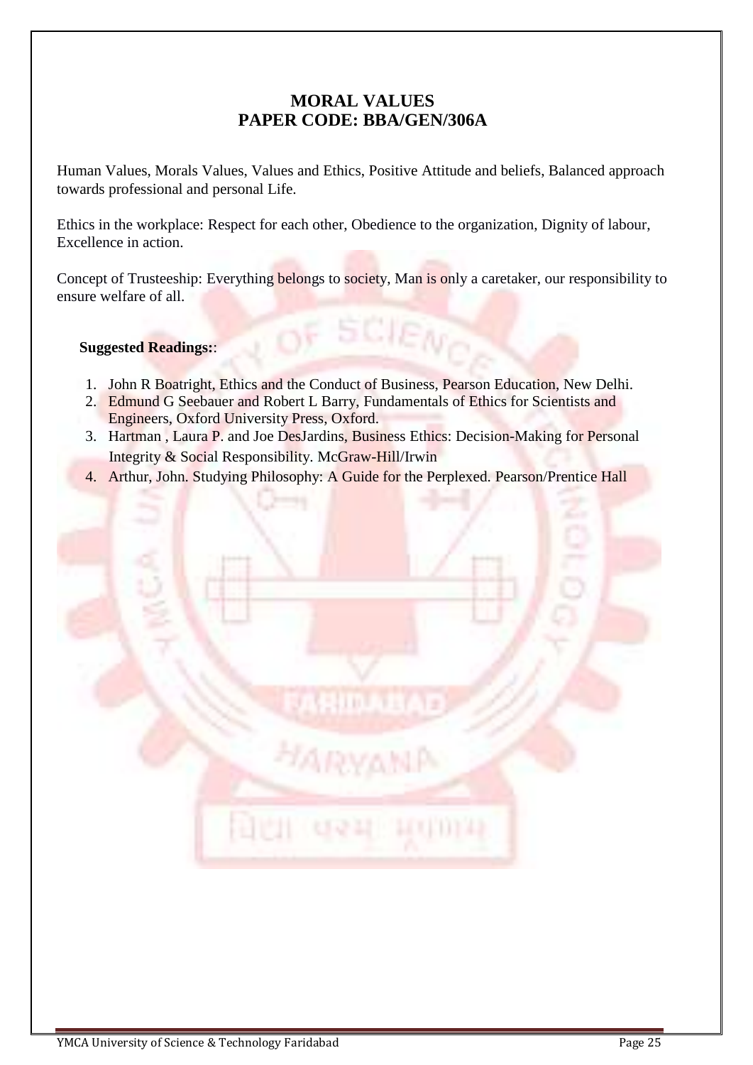# MORAL VALUES
## PAPER CODE: BBA/GEN/306A

Human Values, Morals Values, Values and Ethics, Positive Attitude and beliefs, Balanced approach towards professional and personal Life.

Ethics in the workplace: Respect for each other, Obedience to the organization, Dignity of labour, Excellence in action.

Concept of Trusteeship: Everything belongs to society, Man is only a caretaker, our responsibility to ensure welfare of all.

**Suggested Readings:**:

1. John R Boatright, Ethics and the Conduct of Business, Pearson Education, New Delhi.
2. Edmund G Seebauer and Robert L Barry, Fundamentals of Ethics for Scientists and Engineers, Oxford University Press, Oxford.
3. Hartman , Laura P. and Joe DesJardins, Business Ethics: Decision-Making for Personal Integrity & Social Responsibility. McGraw-Hill/Irwin
4. Arthur, John. Studying Philosophy: A Guide for the Perplexed. Pearson/Prentice Hall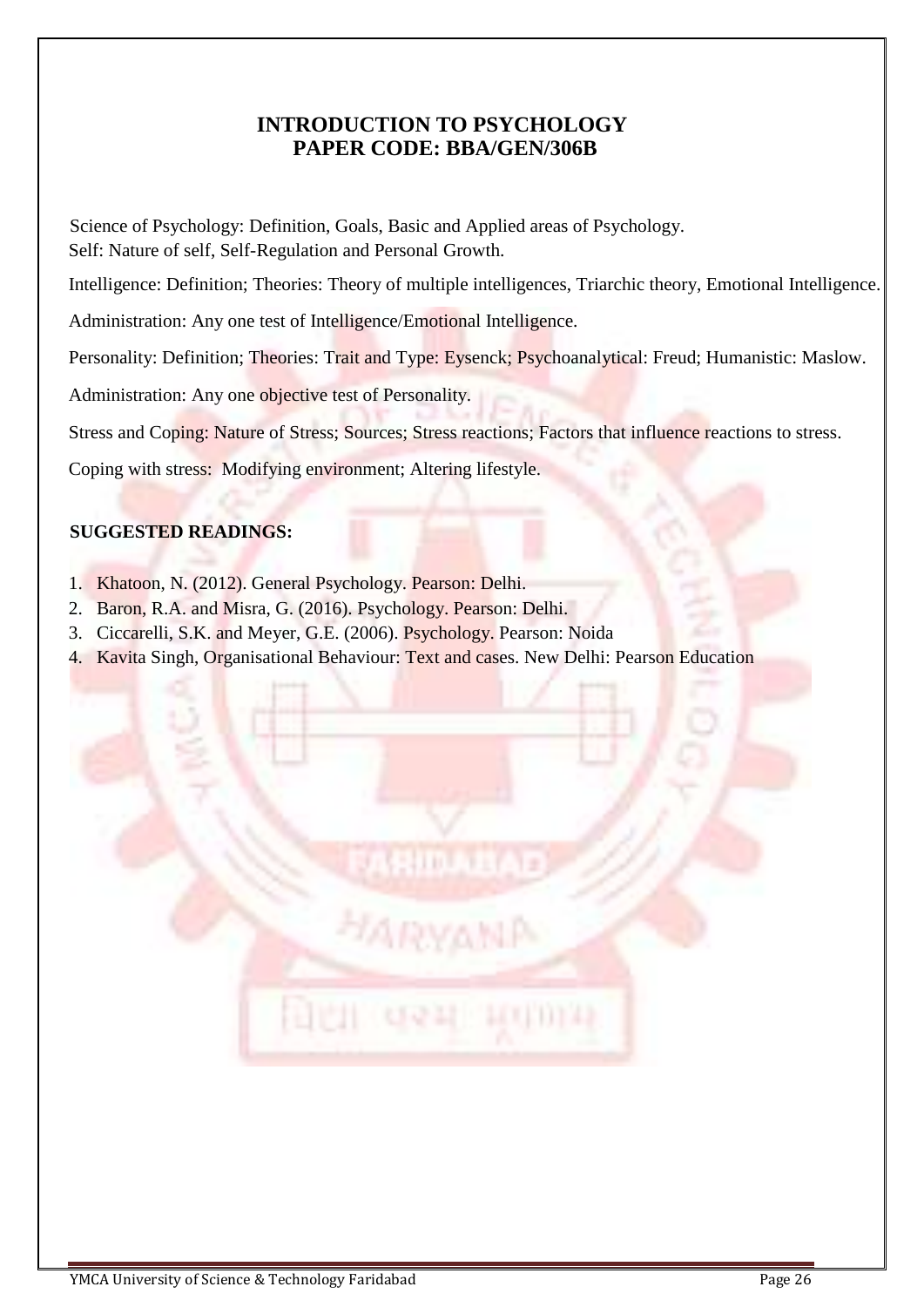# INTRODUCTION TO PSYCHOLOGY
# PAPER CODE: BBA/GEN/306B

Science of Psychology: Definition, Goals, Basic and Applied areas of Psychology.
Self: Nature of self, Self-Regulation and Personal Growth.

Intelligence: Definition; Theories: Theory of multiple intelligences, Triarchic theory, Emotional Intelligence.

Administration: Any one test of Intelligence/Emotional Intelligence.

Personality: Definition; Theories: Trait and Type: Eysenck; Psychoanalytical: Freud; Humanistic: Maslow.

Administration: Any one objective test of Personality.

Stress and Coping: Nature of Stress; Sources; Stress reactions; Factors that influence reactions to stress.

Coping with stress: Modifying environment; Altering lifestyle.

**SUGGESTED READINGS:**

1. Khatoon, N. (2012). General Psychology. Pearson: Delhi.
2. Baron, R.A. and Misra, G. (2016). Psychology. Pearson: Delhi.
3. Ciccarelli, S.K. and Meyer, G.E. (2006). Psychology. Pearson: Noida
4. Kavita Singh, Organisational Behaviour: Text and cases. New Delhi: Pearson Education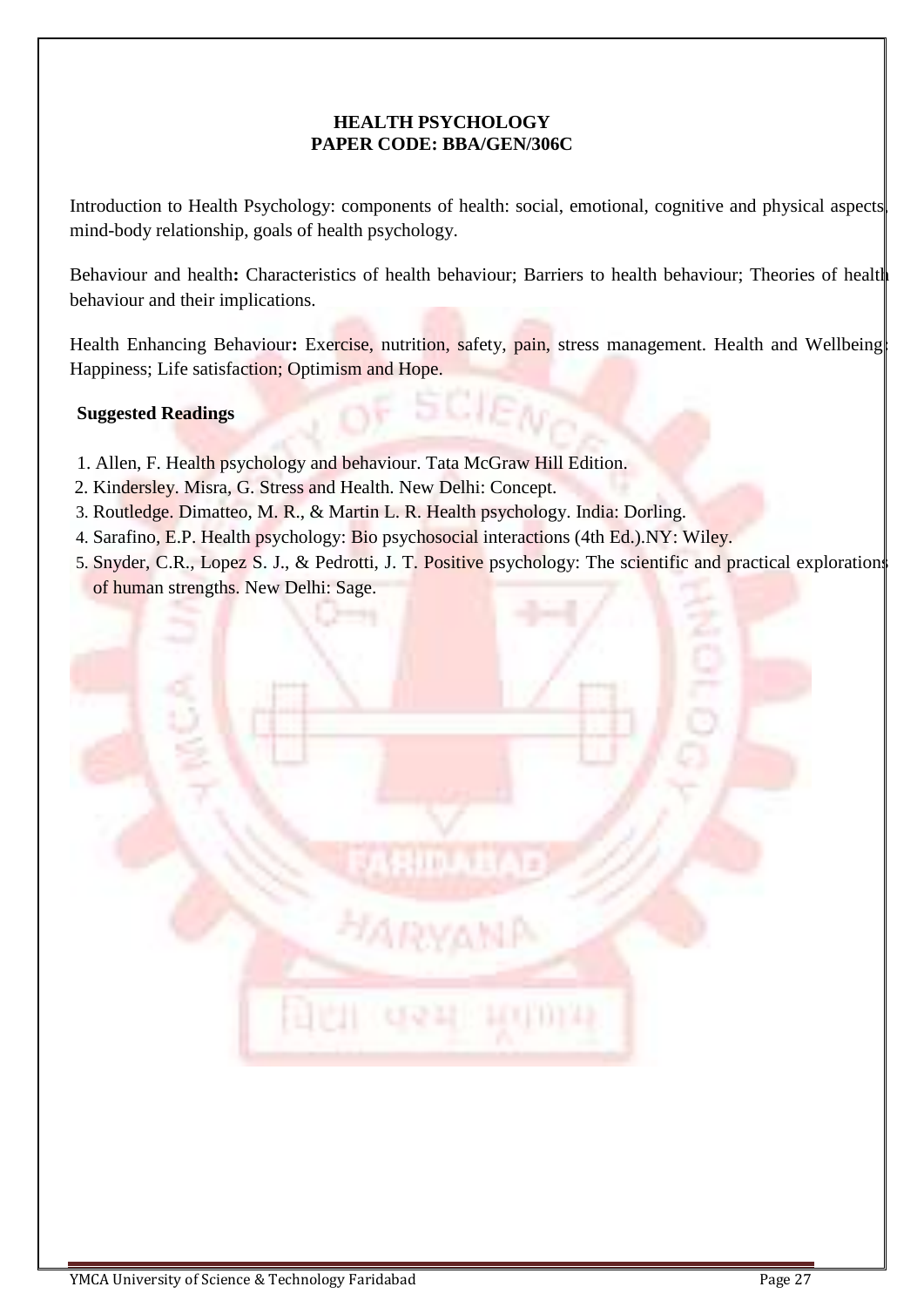**HEALTH PSYCHOLOGY**
**PAPER CODE: BBA/GEN/306C**

Introduction to Health Psychology: components of health: social, emotional, cognitive and physical aspects, mind-body relationship, goals of health psychology.

Behaviour and health**:** Characteristics of health behaviour; Barriers to health behaviour; Theories of health behaviour and their implications.

Health Enhancing Behaviour**:** Exercise, nutrition, safety, pain, stress management. Health and Wellbeing; Happiness; Life satisfaction; Optimism and Hope.

**Suggested Readings**

1. Allen, F. Health psychology and behaviour. Tata McGraw Hill Edition.
2. Kindersley. Misra, G. Stress and Health. New Delhi: Concept.
3. Routledge. Dimatteo, M. R., & Martin L. R. Health psychology. India: Dorling.
4. Sarafino, E.P. Health psychology: Bio psychosocial interactions (4th Ed.).NY: Wiley.
5. Snyder, C.R., Lopez S. J., & Pedrotti, J. T. Positive psychology: The scientific and practical explorations of human strengths. New Delhi: Sage.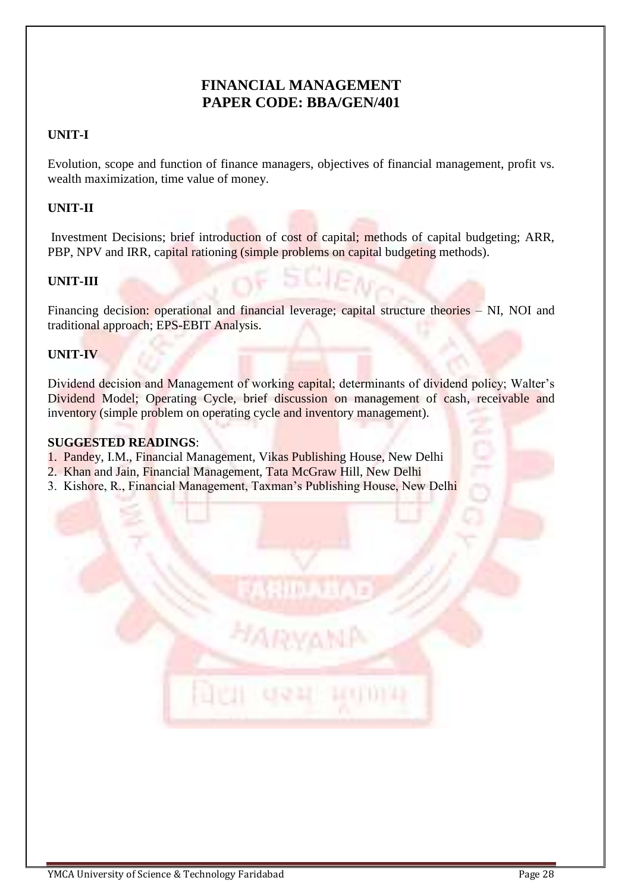# FINANCIAL MANAGEMENT
## PAPER CODE: BBA/GEN/401

**UNIT-I**

Evolution, scope and function of finance managers, objectives of financial management, profit vs. wealth maximization, time value of money.

**UNIT-II**

Investment Decisions; brief introduction of cost of capital; methods of capital budgeting; ARR, PBP, NPV and IRR, capital rationing (simple problems on capital budgeting methods).

**UNIT-III**

Financing decision: operational and financial leverage; capital structure theories – NI, NOI and traditional approach; EPS-EBIT Analysis.

**UNIT-IV**

Dividend decision and Management of working capital; determinants of dividend policy; Walter's Dividend Model; Operating Cycle, brief discussion on management of cash, receivable and inventory (simple problem on operating cycle and inventory management).

**SUGGESTED READINGS**:

1. Pandey, I.M., Financial Management, Vikas Publishing House, New Delhi
2. Khan and Jain, Financial Management, Tata McGraw Hill, New Delhi
3. Kishore, R., Financial Management, Taxman's Publishing House, New Delhi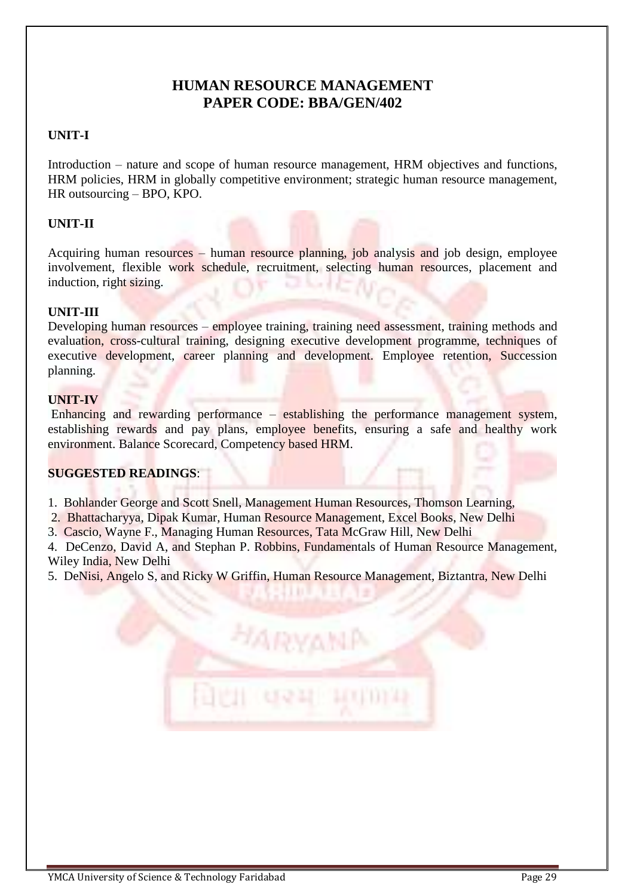# HUMAN RESOURCE MANAGEMENT
# PAPER CODE: BBA/GEN/402

**UNIT-I**

Introduction – nature and scope of human resource management, HRM objectives and functions, HRM policies, HRM in globally competitive environment; strategic human resource management, HR outsourcing – BPO, KPO.

**UNIT-II**

Acquiring human resources – human resource planning, job analysis and job design, employee involvement, flexible work schedule, recruitment, selecting human resources, placement and induction, right sizing.

**UNIT-III**

Developing human resources – employee training, training need assessment, training methods and evaluation, cross-cultural training, designing executive development programme, techniques of executive development, career planning and development. Employee retention, Succession planning.

**UNIT-IV**

Enhancing and rewarding performance – establishing the performance management system, establishing rewards and pay plans, employee benefits, ensuring a safe and healthy work environment. Balance Scorecard, Competency based HRM.

**SUGGESTED READINGS**:

1. Bohlander George and Scott Snell, Management Human Resources, Thomson Learning,
2. Bhattacharyya, Dipak Kumar, Human Resource Management, Excel Books, New Delhi
3. Cascio, Wayne F., Managing Human Resources, Tata McGraw Hill, New Delhi
4. DeCenzo, David A, and Stephan P. Robbins, Fundamentals of Human Resource Management, Wiley India, New Delhi
5. DeNisi, Angelo S, and Ricky W Griffin, Human Resource Management, Biztantra, New Delhi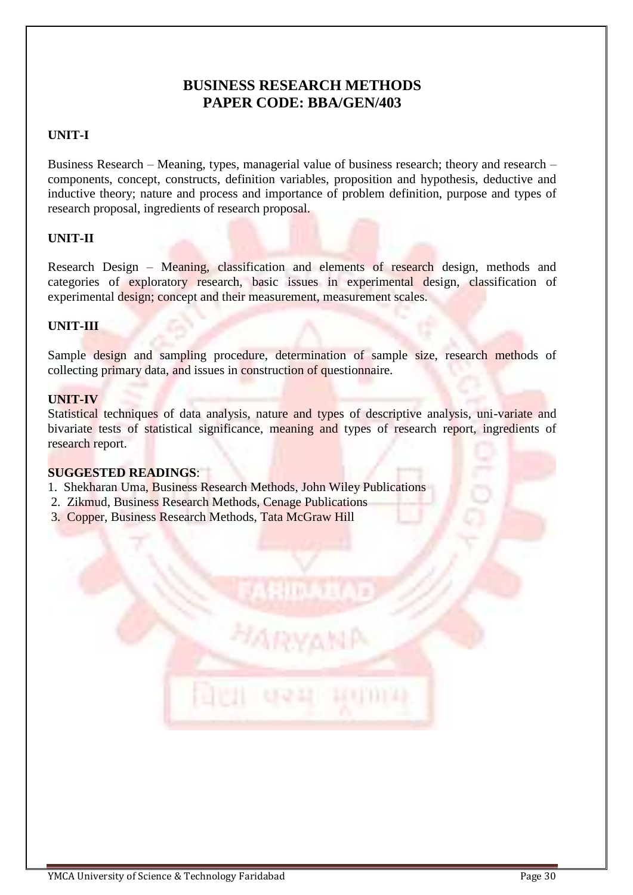# BUSINESS RESEARCH METHODS
## PAPER CODE: BBA/GEN/403

**UNIT-I**

Business Research – Meaning, types, managerial value of business research; theory and research – components, concept, constructs, definition variables, proposition and hypothesis, deductive and inductive theory; nature and process and importance of problem definition, purpose and types of research proposal, ingredients of research proposal.

**UNIT-II**

Research Design – Meaning, classification and elements of research design, methods and categories of exploratory research, basic issues in experimental design, classification of experimental design; concept and their measurement, measurement scales.

**UNIT-III**

Sample design and sampling procedure, determination of sample size, research methods of collecting primary data, and issues in construction of questionnaire.

**UNIT-IV**

Statistical techniques of data analysis, nature and types of descriptive analysis, uni-variate and bivariate tests of statistical significance, meaning and types of research report, ingredients of research report.

**SUGGESTED READINGS**:

1. Shekharan Uma, Business Research Methods, John Wiley Publications
2. Zikmud, Business Research Methods, Cenage Publications
3. Copper, Business Research Methods, Tata McGraw Hill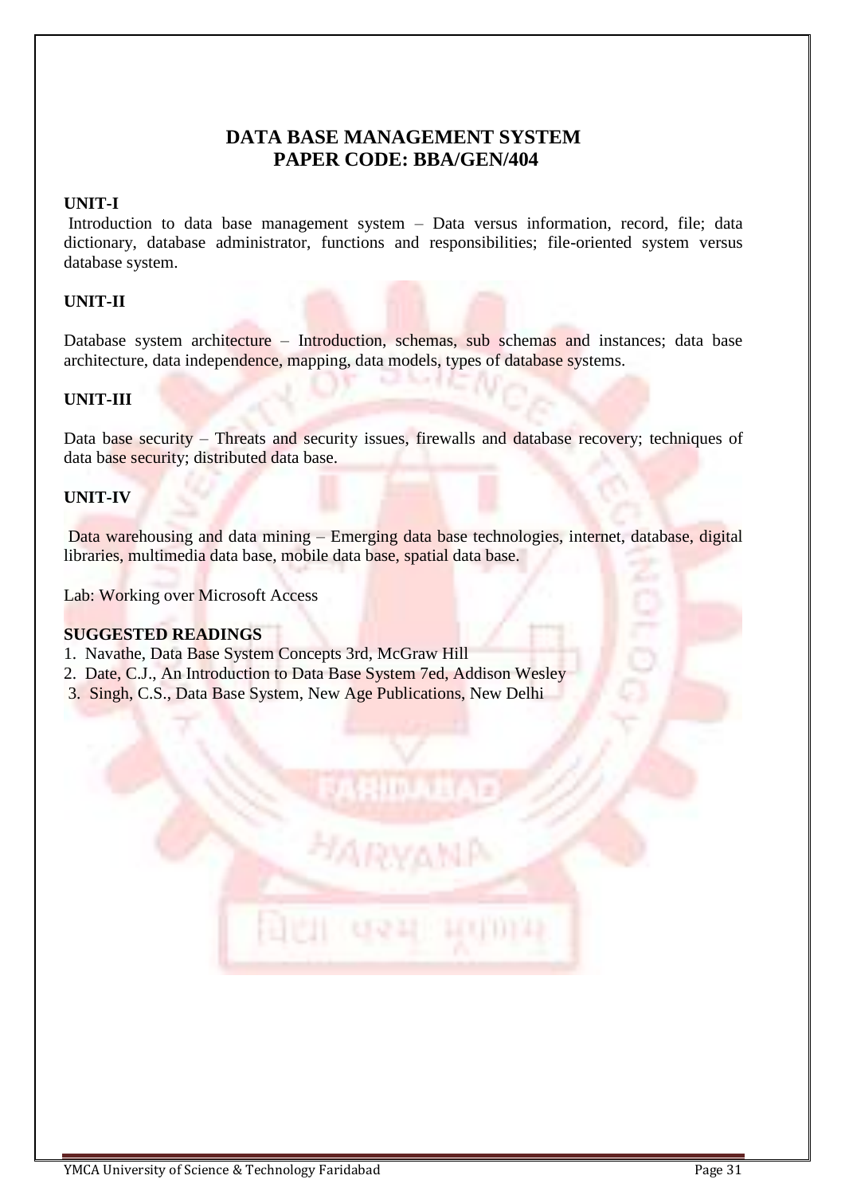# DATA BASE MANAGEMENT SYSTEM
# PAPER CODE: BBA/GEN/404

**UNIT-I**

Introduction to data base management system – Data versus information, record, file; data dictionary, database administrator, functions and responsibilities; file-oriented system versus database system.

**UNIT-II**

Database system architecture – Introduction, schemas, sub schemas and instances; data base architecture, data independence, mapping, data models, types of database systems.

**UNIT-III**

Data base security – Threats and security issues, firewalls and database recovery; techniques of data base security; distributed data base.

**UNIT-IV**

Data warehousing and data mining – Emerging data base technologies, internet, database, digital libraries, multimedia data base, mobile data base, spatial data base.

Lab: Working over Microsoft Access

**SUGGESTED READINGS**

1. Navathe, Data Base System Concepts 3rd, McGraw Hill
2. Date, C.J., An Introduction to Data Base System 7ed, Addison Wesley
3. Singh, C.S., Data Base System, New Age Publications, New Delhi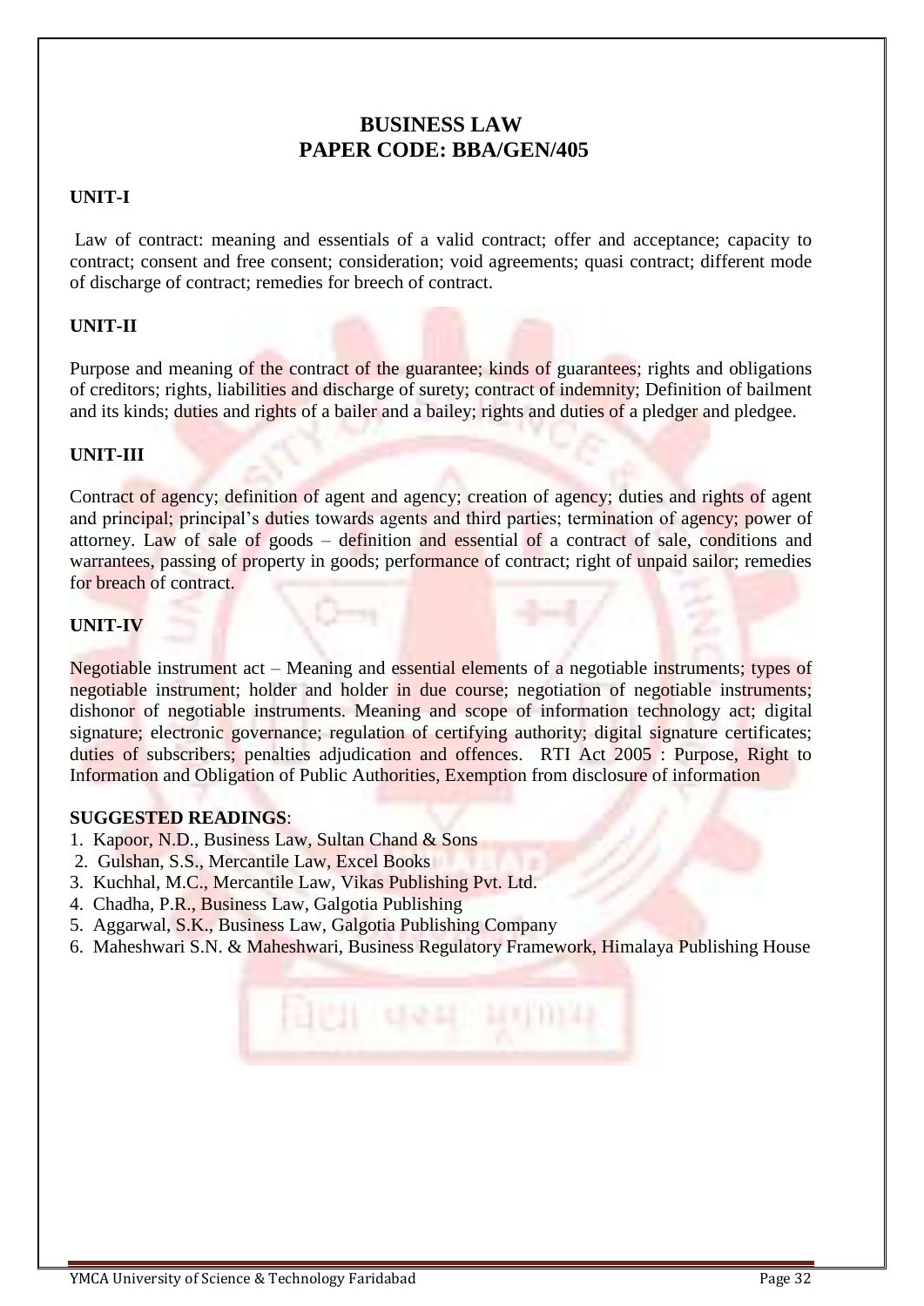# BUSINESS LAW
## PAPER CODE: BBA/GEN/405

**UNIT-I**

Law of contract: meaning and essentials of a valid contract; offer and acceptance; capacity to contract; consent and free consent; consideration; void agreements; quasi contract; different mode of discharge of contract; remedies for breech of contract.

**UNIT-II**

Purpose and meaning of the contract of the guarantee; kinds of guarantees; rights and obligations of creditors; rights, liabilities and discharge of surety; contract of indemnity; Definition of bailment and its kinds; duties and rights of a bailer and a bailey; rights and duties of a pledger and pledgee.

**UNIT-III**

Contract of agency; definition of agent and agency; creation of agency; duties and rights of agent and principal; principal's duties towards agents and third parties; termination of agency; power of attorney. Law of sale of goods – definition and essential of a contract of sale, conditions and warrantees, passing of property in goods; performance of contract; right of unpaid sailor; remedies for breach of contract.

**UNIT-IV**

Negotiable instrument act – Meaning and essential elements of a negotiable instruments; types of negotiable instrument; holder and holder in due course; negotiation of negotiable instruments; dishonor of negotiable instruments. Meaning and scope of information technology act; digital signature; electronic governance; regulation of certifying authority; digital signature certificates; duties of subscribers; penalties adjudication and offences. RTI Act 2005 : Purpose, Right to Information and Obligation of Public Authorities, Exemption from disclosure of information

**SUGGESTED READINGS**:

1. Kapoor, N.D., Business Law, Sultan Chand & Sons
2. Gulshan, S.S., Mercantile Law, Excel Books
3. Kuchhal, M.C., Mercantile Law, Vikas Publishing Pvt. Ltd.
4. Chadha, P.R., Business Law, Galgotia Publishing
5. Aggarwal, S.K., Business Law, Galgotia Publishing Company
6. Maheshwari S.N. & Maheshwari, Business Regulatory Framework, Himalaya Publishing House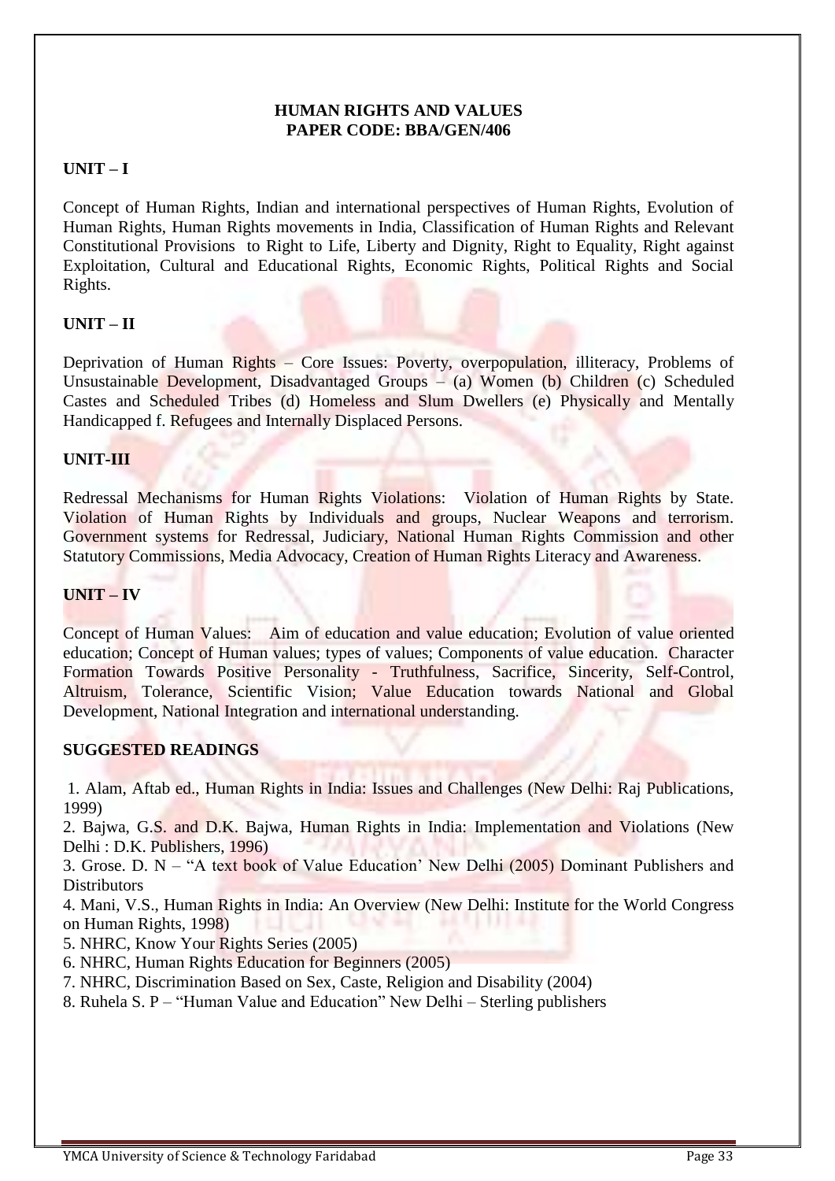**HUMAN RIGHTS AND VALUES**
**PAPER CODE: BBA/GEN/406**

**UNIT – I**

Concept of Human Rights, Indian and international perspectives of Human Rights, Evolution of Human Rights, Human Rights movements in India, Classification of Human Rights and Relevant Constitutional Provisions to Right to Life, Liberty and Dignity, Right to Equality, Right against Exploitation, Cultural and Educational Rights, Economic Rights, Political Rights and Social Rights.

**UNIT – II**

Deprivation of Human Rights – Core Issues: Poverty, overpopulation, illiteracy, Problems of Unsustainable Development, Disadvantaged Groups – (a) Women (b) Children (c) Scheduled Castes and Scheduled Tribes (d) Homeless and Slum Dwellers (e) Physically and Mentally Handicapped f. Refugees and Internally Displaced Persons.

**UNIT-III**

Redressal Mechanisms for Human Rights Violations: Violation of Human Rights by State. Violation of Human Rights by Individuals and groups, Nuclear Weapons and terrorism. Government systems for Redressal, Judiciary, National Human Rights Commission and other Statutory Commissions, Media Advocacy, Creation of Human Rights Literacy and Awareness.

**UNIT – IV**

Concept of Human Values: Aim of education and value education; Evolution of value oriented education; Concept of Human values; types of values; Components of value education. Character Formation Towards Positive Personality - Truthfulness, Sacrifice, Sincerity, Self-Control, Altruism, Tolerance, Scientific Vision; Value Education towards National and Global Development, National Integration and international understanding.

**SUGGESTED READINGS**

1. Alam, Aftab ed., Human Rights in India: Issues and Challenges (New Delhi: Raj Publications, 1999)
2. Bajwa, G.S. and D.K. Bajwa, Human Rights in India: Implementation and Violations (New Delhi : D.K. Publishers, 1996)
3. Grose. D. N – "A text book of Value Education' New Delhi (2005) Dominant Publishers and Distributors
4. Mani, V.S., Human Rights in India: An Overview (New Delhi: Institute for the World Congress on Human Rights, 1998)
5. NHRC, Know Your Rights Series (2005)
6. NHRC, Human Rights Education for Beginners (2005)
7. NHRC, Discrimination Based on Sex, Caste, Religion and Disability (2004)
8. Ruhela S. P – "Human Value and Education" New Delhi – Sterling publishers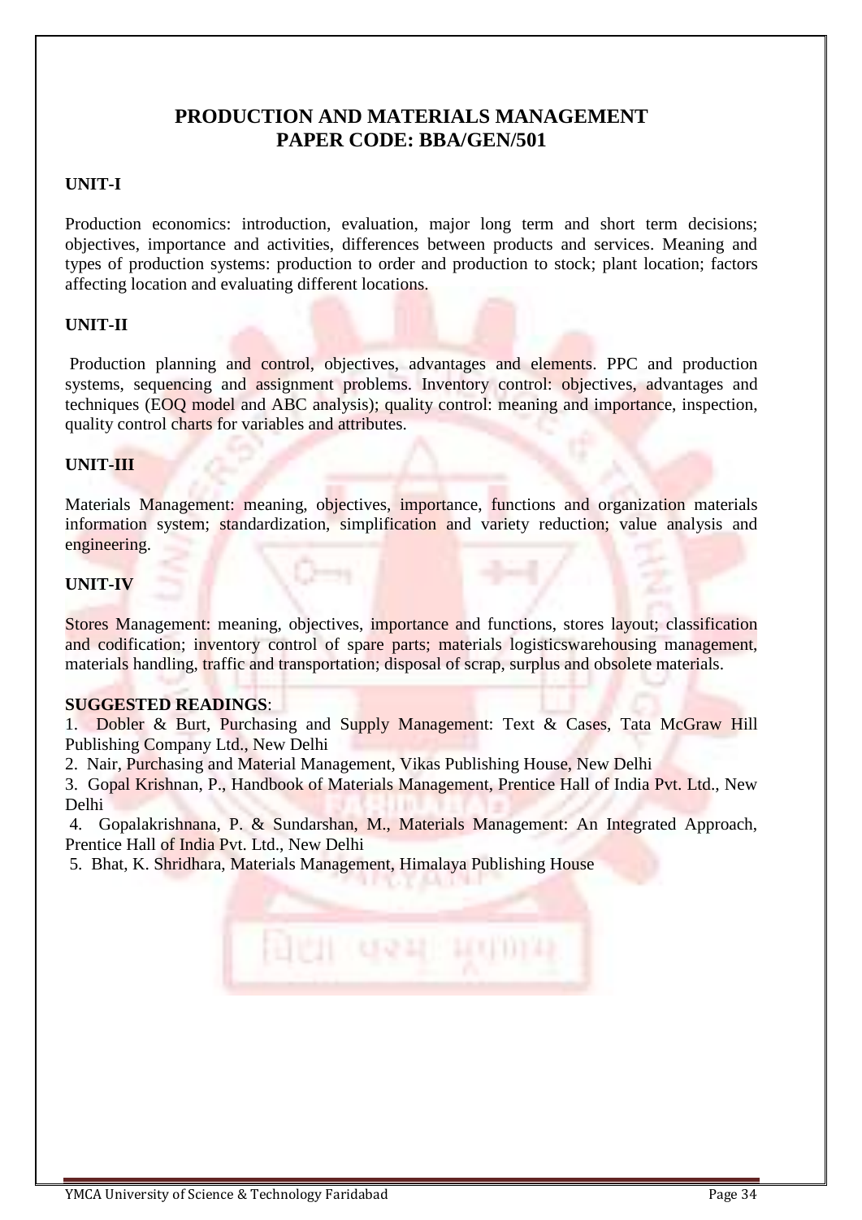# PRODUCTION AND MATERIALS MANAGEMENT
## PAPER CODE: BBA/GEN/501

**UNIT-I**

Production economics: introduction, evaluation, major long term and short term decisions; objectives, importance and activities, differences between products and services. Meaning and types of production systems: production to order and production to stock; plant location; factors affecting location and evaluating different locations.

**UNIT-II**

Production planning and control, objectives, advantages and elements. PPC and production systems, sequencing and assignment problems. Inventory control: objectives, advantages and techniques (EOQ model and ABC analysis); quality control: meaning and importance, inspection, quality control charts for variables and attributes.

**UNIT-III**

Materials Management: meaning, objectives, importance, functions and organization materials information system; standardization, simplification and variety reduction; value analysis and engineering.

**UNIT-IV**

Stores Management: meaning, objectives, importance and functions, stores layout; classification and codification; inventory control of spare parts; materials logisticswarehousing management, materials handling, traffic and transportation; disposal of scrap, surplus and obsolete materials.

**SUGGESTED READINGS**:

1. Dobler & Burt, Purchasing and Supply Management: Text & Cases, Tata McGraw Hill Publishing Company Ltd., New Delhi
2. Nair, Purchasing and Material Management, Vikas Publishing House, New Delhi
3. Gopal Krishnan, P., Handbook of Materials Management, Prentice Hall of India Pvt. Ltd., New Delhi
4. Gopalakrishnana, P. & Sundarshan, M., Materials Management: An Integrated Approach, Prentice Hall of India Pvt. Ltd., New Delhi
5. Bhat, K. Shridhara, Materials Management, Himalaya Publishing House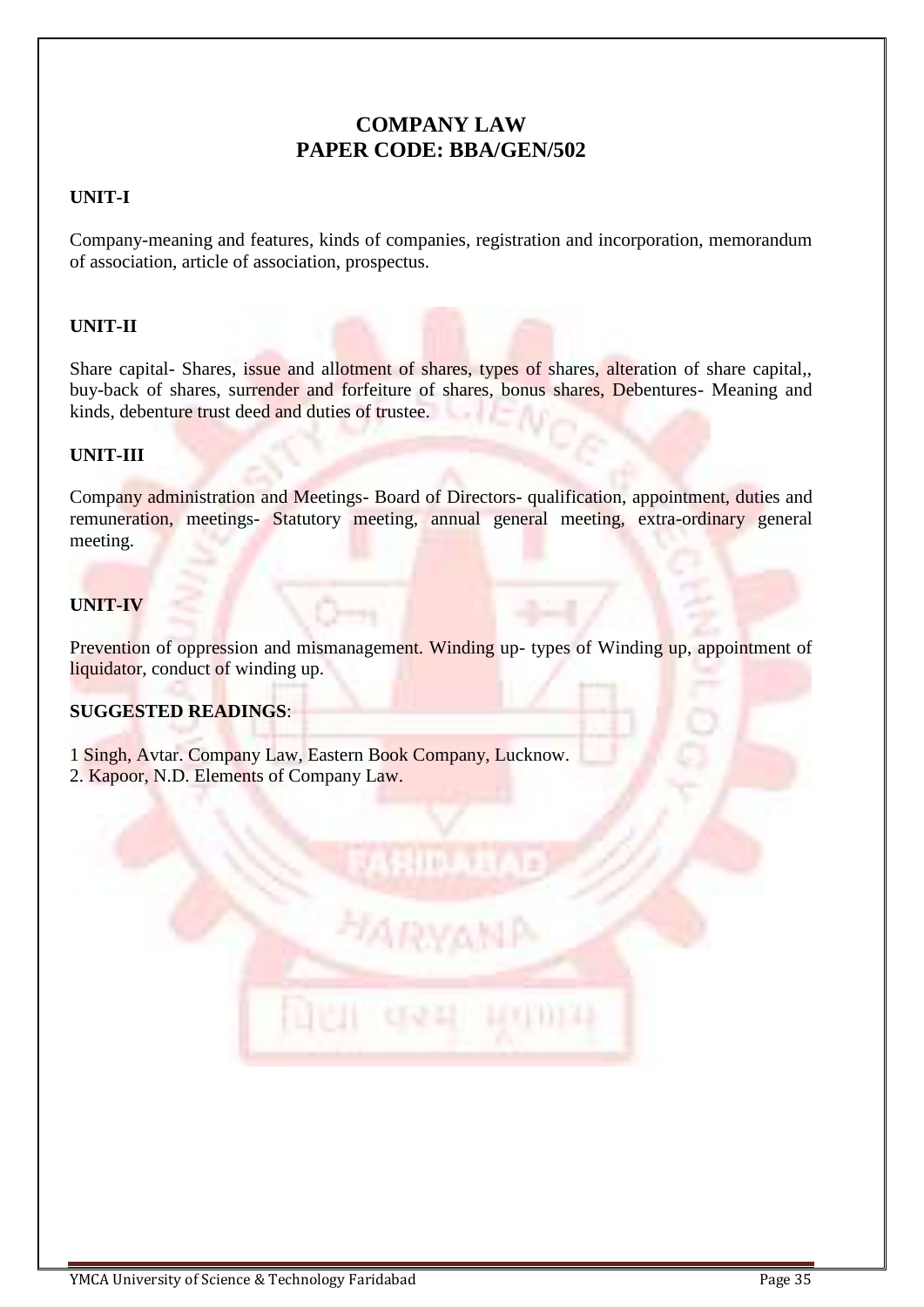# COMPANY LAW
## PAPER CODE: BBA/GEN/502

**UNIT-I**

Company-meaning and features, kinds of companies, registration and incorporation, memorandum of association, article of association, prospectus.

**UNIT-II**

Share capital- Shares, issue and allotment of shares, types of shares, alteration of share capital,, buy-back of shares, surrender and forfeiture of shares, bonus shares, Debentures- Meaning and kinds, debenture trust deed and duties of trustee.

**UNIT-III**

Company administration and Meetings- Board of Directors- qualification, appointment, duties and remuneration, meetings- Statutory meeting, annual general meeting, extra-ordinary general meeting.

**UNIT-IV**

Prevention of oppression and mismanagement. Winding up- types of Winding up, appointment of liquidator, conduct of winding up.

**SUGGESTED READINGS**:

1 Singh, Avtar. Company Law, Eastern Book Company, Lucknow.
2. Kapoor, N.D. Elements of Company Law.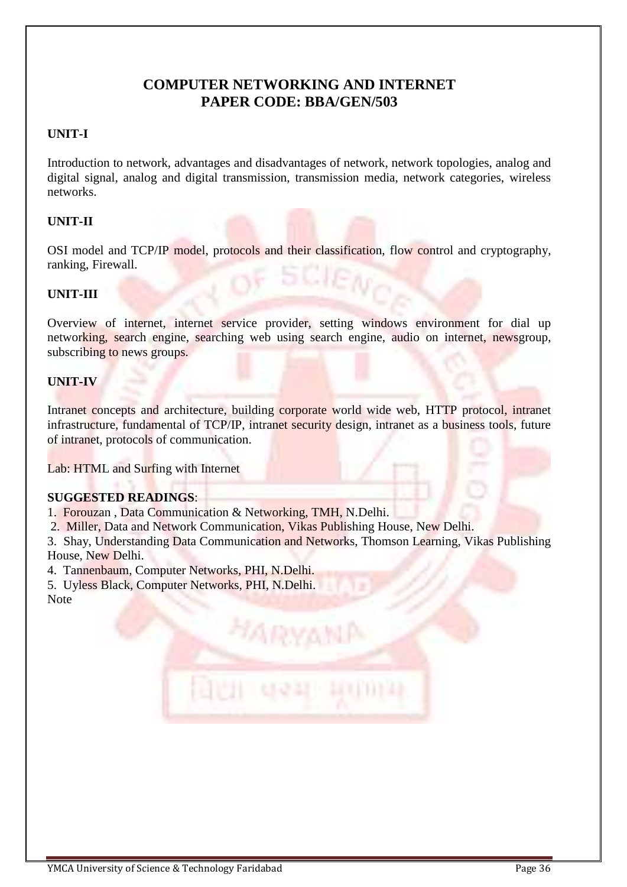# COMPUTER NETWORKING AND INTERNET
# PAPER CODE: BBA/GEN/503

**UNIT-I**

Introduction to network, advantages and disadvantages of network, network topologies, analog and digital signal, analog and digital transmission, transmission media, network categories, wireless networks.

**UNIT-II**

OSI model and TCP/IP model, protocols and their classification, flow control and cryptography, ranking, Firewall.

**UNIT-III**

Overview of internet, internet service provider, setting windows environment for dial up networking, search engine, searching web using search engine, audio on internet, newsgroup, subscribing to news groups.

**UNIT-IV**

Intranet concepts and architecture, building corporate world wide web, HTTP protocol, intranet infrastructure, fundamental of TCP/IP, intranet security design, intranet as a business tools, future of intranet, protocols of communication.

Lab: HTML and Surfing with Internet

**SUGGESTED READINGS**:

1. Forouzan , Data Communication & Networking, TMH, N.Delhi.
2. Miller, Data and Network Communication, Vikas Publishing House, New Delhi.
3. Shay, Understanding Data Communication and Networks, Thomson Learning, Vikas Publishing House, New Delhi.
4. Tannenbaum, Computer Networks, PHI, N.Delhi.
5. Uyless Black, Computer Networks, PHI, N.Delhi.

Note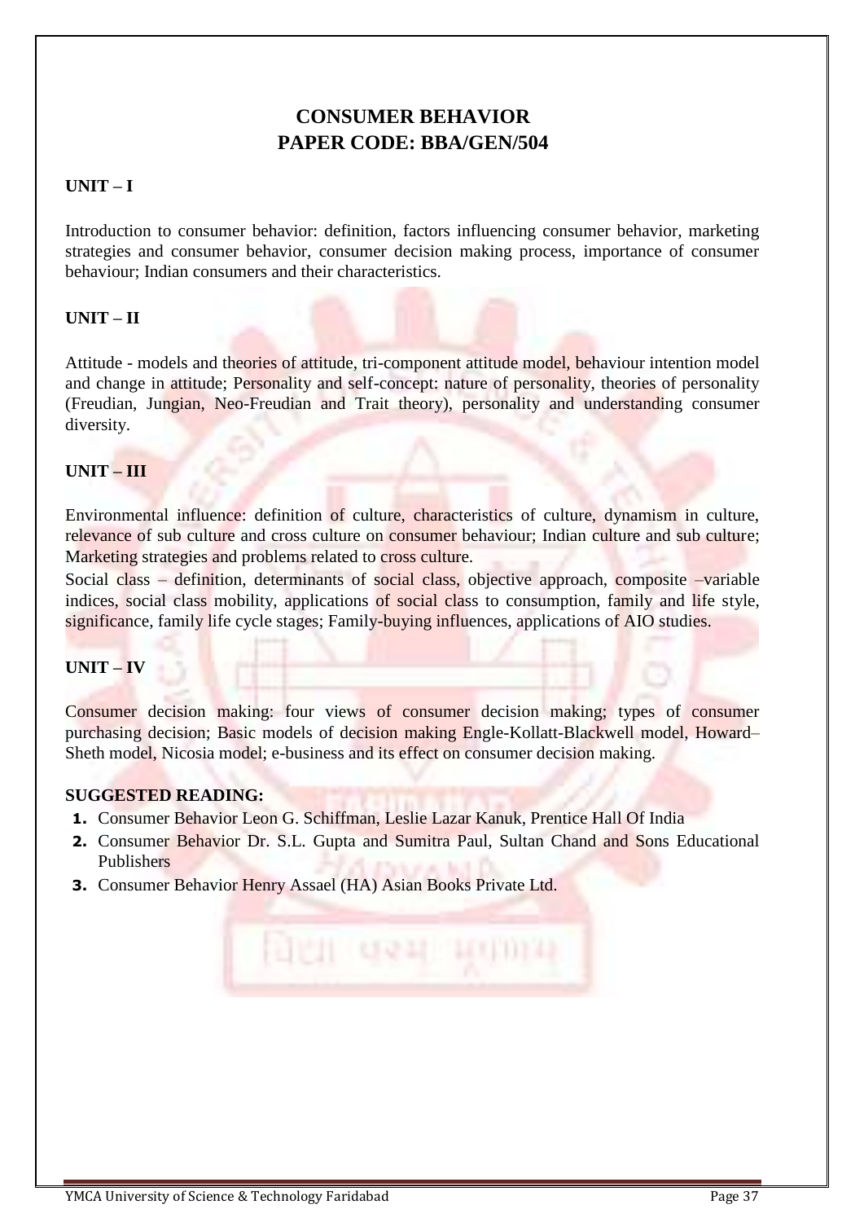# CONSUMER BEHAVIOR
# PAPER CODE: BBA/GEN/504

**UNIT – I**

Introduction to consumer behavior: definition, factors influencing consumer behavior, marketing strategies and consumer behavior, consumer decision making process, importance of consumer behaviour; Indian consumers and their characteristics.

**UNIT – II**

Attitude - models and theories of attitude, tri-component attitude model, behaviour intention model and change in attitude; Personality and self-concept: nature of personality, theories of personality (Freudian, Jungian, Neo-Freudian and Trait theory), personality and understanding consumer diversity.

**UNIT – III**

Environmental influence: definition of culture, characteristics of culture, dynamism in culture, relevance of sub culture and cross culture on consumer behaviour; Indian culture and sub culture; Marketing strategies and problems related to cross culture.

Social class – definition, determinants of social class, objective approach, composite –variable indices, social class mobility, applications of social class to consumption, family and life style, significance, family life cycle stages; Family-buying influences, applications of AIO studies.

**UNIT – IV**

Consumer decision making: four views of consumer decision making; types of consumer purchasing decision; Basic models of decision making Engle-Kollatt-Blackwell model, Howard–Sheth model, Nicosia model; e-business and its effect on consumer decision making.

**SUGGESTED READING:**

1. Consumer Behavior Leon G. Schiffman, Leslie Lazar Kanuk, Prentice Hall Of India
2. Consumer Behavior Dr. S.L. Gupta and Sumitra Paul, Sultan Chand and Sons Educational Publishers
3. Consumer Behavior Henry Assael (HA) Asian Books Private Ltd.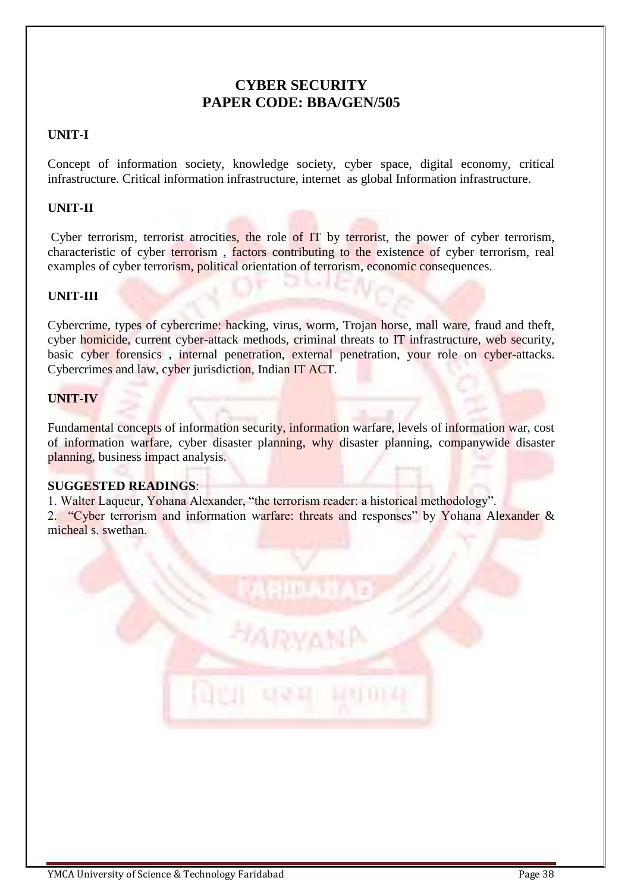# CYBER SECURITY
# PAPER CODE: BBA/GEN/505

**UNIT-I**

Concept of information society, knowledge society, cyber space, digital economy, critical infrastructure. Critical information infrastructure, internet as global Information infrastructure.

**UNIT-II**

Cyber terrorism, terrorist atrocities, the role of IT by terrorist, the power of cyber terrorism, characteristic of cyber terrorism , factors contributing to the existence of cyber terrorism, real examples of cyber terrorism, political orientation of terrorism, economic consequences.

**UNIT-III**

Cybercrime, types of cybercrime: hacking, virus, worm, Trojan horse, mall ware, fraud and theft, cyber homicide, current cyber-attack methods, criminal threats to IT infrastructure, web security, basic cyber forensics , internal penetration, external penetration, your role on cyber-attacks. Cybercrimes and law, cyber jurisdiction, Indian IT ACT.

**UNIT-IV**

Fundamental concepts of information security, information warfare, levels of information war, cost of information warfare, cyber disaster planning, why disaster planning, companywide disaster planning, business impact analysis.

**SUGGESTED READINGS**:

1. Walter Laqueur, Yohana Alexander, "the terrorism reader: a historical methodology".
2. "Cyber terrorism and information warfare: threats and responses" by Yohana Alexander & micheal s. swethan.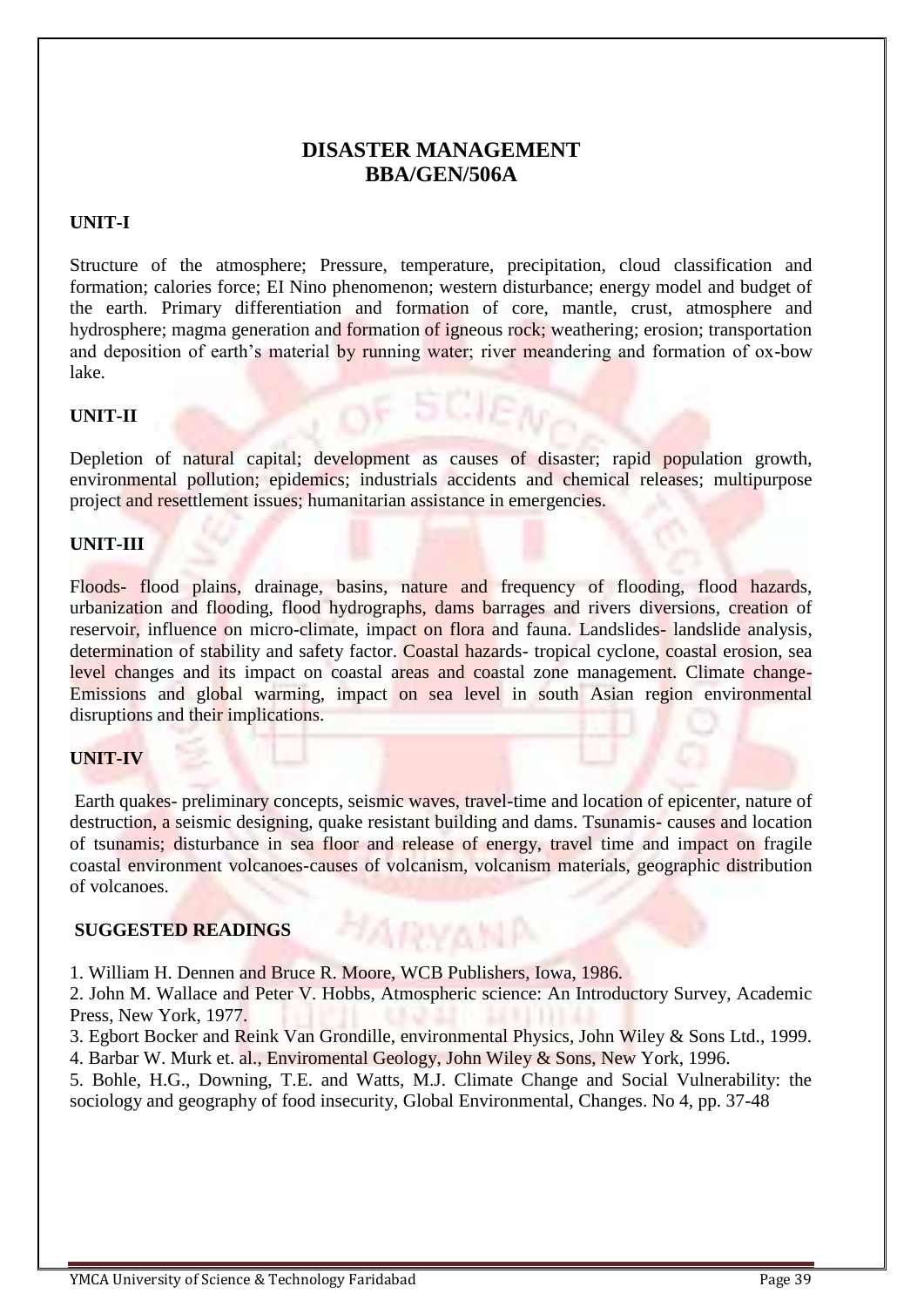# DISASTER MANAGEMENT
# BBA/GEN/506A

**UNIT-I**

Structure of the atmosphere; Pressure, temperature, precipitation, cloud classification and formation; calories force; EI Nino phenomenon; western disturbance; energy model and budget of the earth. Primary differentiation and formation of core, mantle, crust, atmosphere and hydrosphere; magma generation and formation of igneous rock; weathering; erosion; transportation and deposition of earth's material by running water; river meandering and formation of ox-bow lake.

**UNIT-II**

Depletion of natural capital; development as causes of disaster; rapid population growth, environmental pollution; epidemics; industrials accidents and chemical releases; multipurpose project and resettlement issues; humanitarian assistance in emergencies.

**UNIT-III**

Floods- flood plains, drainage, basins, nature and frequency of flooding, flood hazards, urbanization and flooding, flood hydrographs, dams barrages and rivers diversions, creation of reservoir, influence on micro-climate, impact on flora and fauna. Landslides- landslide analysis, determination of stability and safety factor. Coastal hazards- tropical cyclone, coastal erosion, sea level changes and its impact on coastal areas and coastal zone management. Climate change- Emissions and global warming, impact on sea level in south Asian region environmental disruptions and their implications.

**UNIT-IV**

Earth quakes- preliminary concepts, seismic waves, travel-time and location of epicenter, nature of destruction, a seismic designing, quake resistant building and dams. Tsunamis- causes and location of tsunamis; disturbance in sea floor and release of energy, travel time and impact on fragile coastal environment volcanoes-causes of volcanism, volcanism materials, geographic distribution of volcanoes.

**SUGGESTED READINGS**

1. William H. Dennen and Bruce R. Moore, WCB Publishers, Iowa, 1986.
2. John M. Wallace and Peter V. Hobbs, Atmospheric science: An Introductory Survey, Academic Press, New York, 1977.
3. Egbort Bocker and Reink Van Grondille, environmental Physics, John Wiley & Sons Ltd., 1999.
4. Barbar W. Murk et. al., Enviromental Geology, John Wiley & Sons, New York, 1996.
5. Bohle, H.G., Downing, T.E. and Watts, M.J. Climate Change and Social Vulnerability: the sociology and geography of food insecurity, Global Environmental, Changes. No 4, pp. 37-48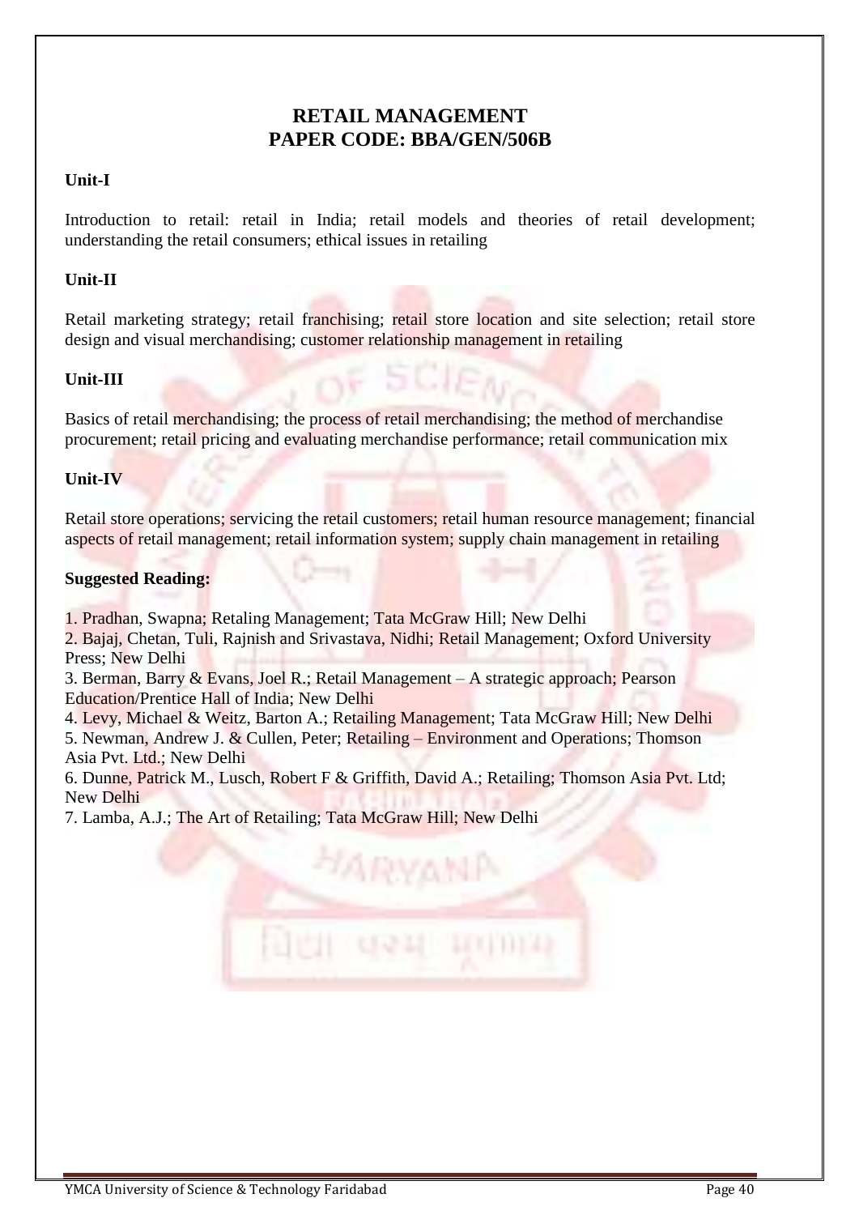# RETAIL MANAGEMENT
# PAPER CODE: BBA/GEN/506B

**Unit-I**

Introduction to retail: retail in India; retail models and theories of retail development; understanding the retail consumers; ethical issues in retailing

**Unit-II**

Retail marketing strategy; retail franchising; retail store location and site selection; retail store design and visual merchandising; customer relationship management in retailing

**Unit-III**

Basics of retail merchandising; the process of retail merchandising; the method of merchandise procurement; retail pricing and evaluating merchandise performance; retail communication mix

**Unit-IV**

Retail store operations; servicing the retail customers; retail human resource management; financial aspects of retail management; retail information system; supply chain management in retailing

**Suggested Reading:**

1. Pradhan, Swapna; Retaling Management; Tata McGraw Hill; New Delhi
2. Bajaj, Chetan, Tuli, Rajnish and Srivastava, Nidhi; Retail Management; Oxford University Press; New Delhi
3. Berman, Barry & Evans, Joel R.; Retail Management – A strategic approach; Pearson Education/Prentice Hall of India; New Delhi
4. Levy, Michael & Weitz, Barton A.; Retailing Management; Tata McGraw Hill; New Delhi
5. Newman, Andrew J. & Cullen, Peter; Retailing – Environment and Operations; Thomson Asia Pvt. Ltd.; New Delhi
6. Dunne, Patrick M., Lusch, Robert F & Griffith, David A.; Retailing; Thomson Asia Pvt. Ltd; New Delhi
7. Lamba, A.J.; The Art of Retailing; Tata McGraw Hill; New Delhi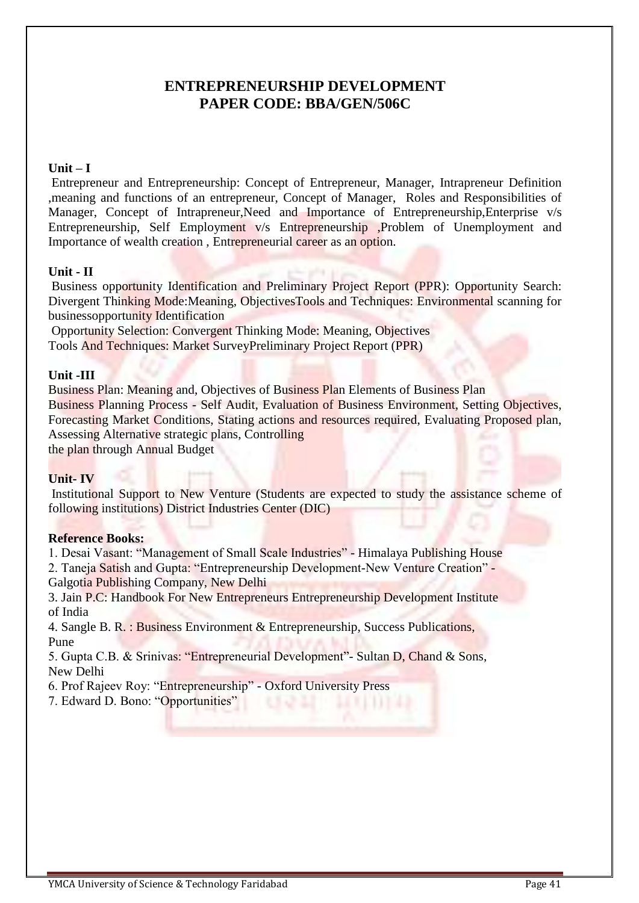# ENTREPRENEURSHIP DEVELOPMENT
# PAPER CODE: BBA/GEN/506C

**Unit – I**

Entrepreneur and Entrepreneurship: Concept of Entrepreneur, Manager, Intrapreneur Definition ,meaning and functions of an entrepreneur, Concept of Manager, Roles and Responsibilities of Manager, Concept of Intrapreneur,Need and Importance of Entrepreneurship,Enterprise v/s Entrepreneurship, Self Employment v/s Entrepreneurship ,Problem of Unemployment and Importance of wealth creation , Entrepreneurial career as an option.

**Unit - II**

Business opportunity Identification and Preliminary Project Report (PPR): Opportunity Search: Divergent Thinking Mode:Meaning, ObjectivesTools and Techniques: Environmental scanning for businessopportunity Identification

Opportunity Selection: Convergent Thinking Mode: Meaning, Objectives
Tools And Techniques: Market SurveyPreliminary Project Report (PPR)

**Unit -III**

Business Plan: Meaning and, Objectives of Business Plan Elements of Business Plan
Business Planning Process - Self Audit, Evaluation of Business Environment, Setting Objectives, Forecasting Market Conditions, Stating actions and resources required, Evaluating Proposed plan, Assessing Alternative strategic plans, Controlling
the plan through Annual Budget

**Unit- IV**

Institutional Support to New Venture (Students are expected to study the assistance scheme of following institutions) District Industries Center (DIC)

**Reference Books:**

1. Desai Vasant: "Management of Small Scale Industries" - Himalaya Publishing House
2. Taneja Satish and Gupta: "Entrepreneurship Development-New Venture Creation" - Galgotia Publishing Company, New Delhi
3. Jain P.C: Handbook For New Entrepreneurs Entrepreneurship Development Institute of India
4. Sangle B. R. : Business Environment & Entrepreneurship, Success Publications, Pune
5. Gupta C.B. & Srinivas: "Entrepreneurial Development"- Sultan D, Chand & Sons, New Delhi
6. Prof Rajeev Roy: "Entrepreneurship" - Oxford University Press
7. Edward D. Bono: "Opportunities"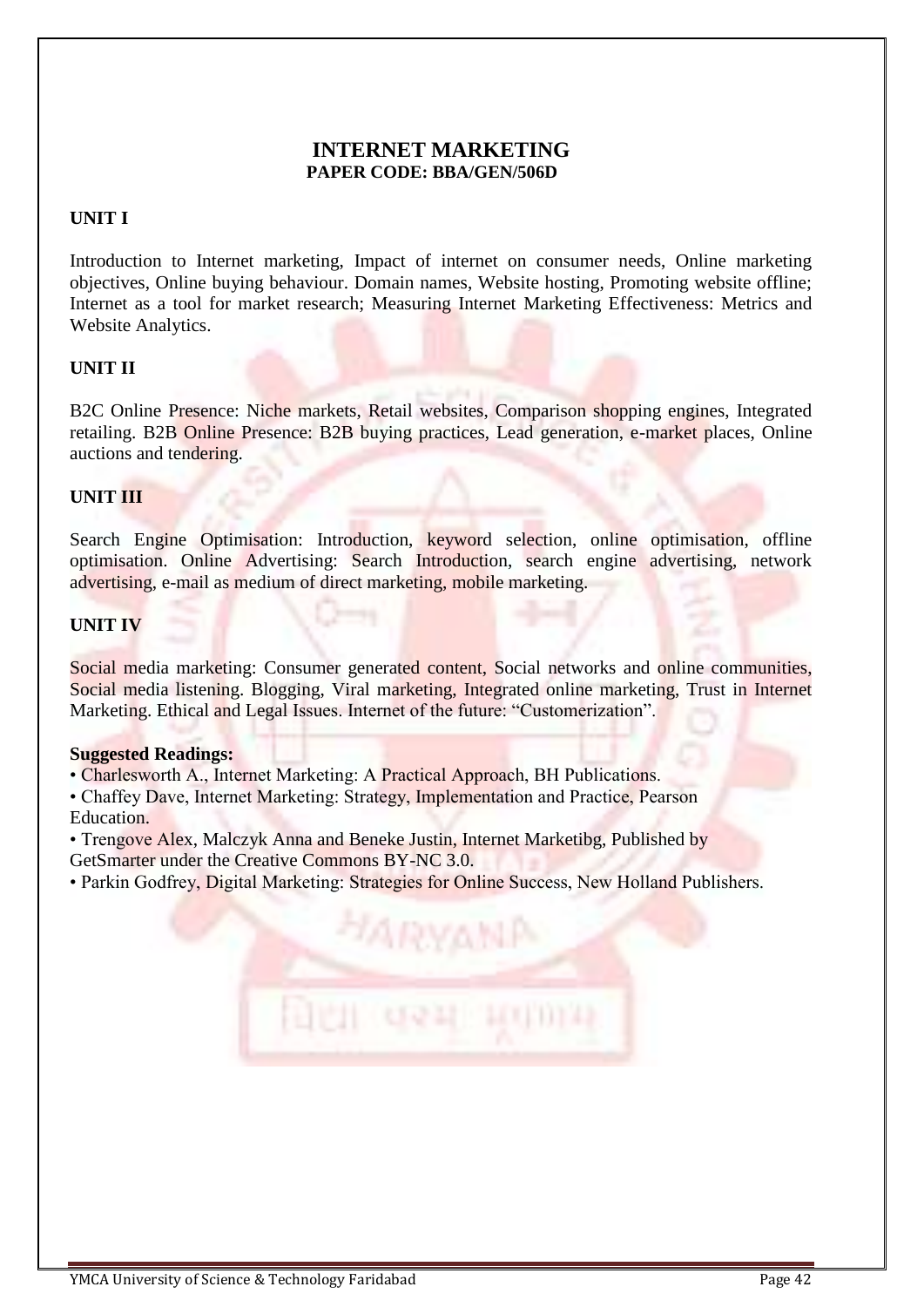# INTERNET MARKETING

**PAPER CODE: BBA/GEN/506D**

**UNIT I**

Introduction to Internet marketing, Impact of internet on consumer needs, Online marketing objectives, Online buying behaviour. Domain names, Website hosting, Promoting website offline; Internet as a tool for market research; Measuring Internet Marketing Effectiveness: Metrics and Website Analytics.

**UNIT II**

B2C Online Presence: Niche markets, Retail websites, Comparison shopping engines, Integrated retailing. B2B Online Presence: B2B buying practices, Lead generation, e-market places, Online auctions and tendering.

**UNIT III**

Search Engine Optimisation: Introduction, keyword selection, online optimisation, offline optimisation. Online Advertising: Search Introduction, search engine advertising, network advertising, e-mail as medium of direct marketing, mobile marketing.

**UNIT IV**

Social media marketing: Consumer generated content, Social networks and online communities, Social media listening. Blogging, Viral marketing, Integrated online marketing, Trust in Internet Marketing. Ethical and Legal Issues. Internet of the future: "Customerization".

**Suggested Readings:**

- Charlesworth A., Internet Marketing: A Practical Approach, BH Publications.
- Chaffey Dave, Internet Marketing: Strategy, Implementation and Practice, Pearson Education.
- Trengove Alex, Malczyk Anna and Beneke Justin, Internet Marketibg, Published by GetSmarter under the Creative Commons BY-NC 3.0.
- Parkin Godfrey, Digital Marketing: Strategies for Online Success, New Holland Publishers.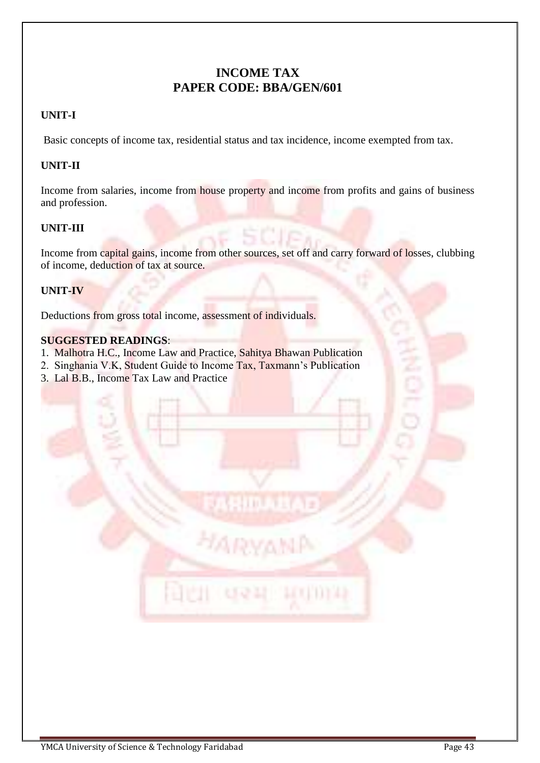# INCOME TAX
# PAPER CODE: BBA/GEN/601

**UNIT-I**

Basic concepts of income tax, residential status and tax incidence, income exempted from tax.

**UNIT-II**

Income from salaries, income from house property and income from profits and gains of business and profession.

**UNIT-III**

Income from capital gains, income from other sources, set off and carry forward of losses, clubbing of income, deduction of tax at source.

**UNIT-IV**

Deductions from gross total income, assessment of individuals.

**SUGGESTED READINGS**:

1. Malhotra H.C., Income Law and Practice, Sahitya Bhawan Publication
2. Singhania V.K, Student Guide to Income Tax, Taxmann's Publication
3. Lal B.B., Income Tax Law and Practice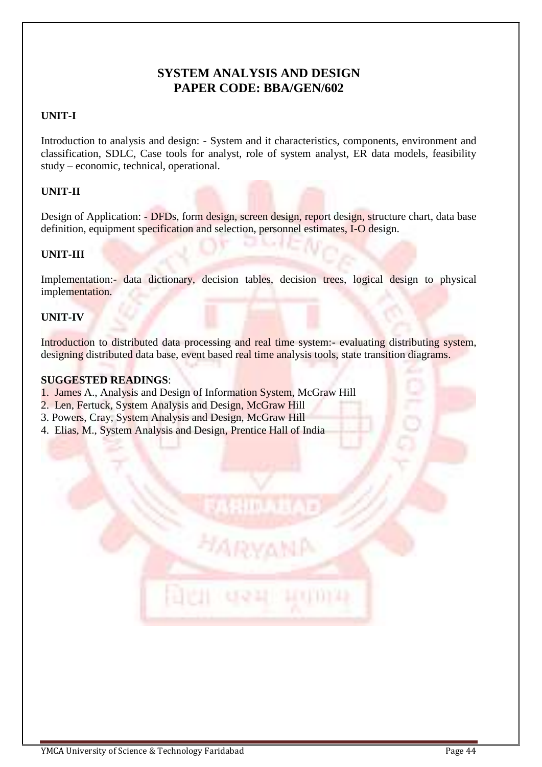# SYSTEM ANALYSIS AND DESIGN
# PAPER CODE: BBA/GEN/602

**UNIT-I**

Introduction to analysis and design: - System and it characteristics, components, environment and classification, SDLC, Case tools for analyst, role of system analyst, ER data models, feasibility study – economic, technical, operational.

**UNIT-II**

Design of Application: - DFDs, form design, screen design, report design, structure chart, data base definition, equipment specification and selection, personnel estimates, I-O design.

**UNIT-III**

Implementation:- data dictionary, decision tables, decision trees, logical design to physical implementation.

**UNIT-IV**

Introduction to distributed data processing and real time system:- evaluating distributing system, designing distributed data base, event based real time analysis tools, state transition diagrams.

**SUGGESTED READINGS**:

1. James A., Analysis and Design of Information System, McGraw Hill
2. Len, Fertuck, System Analysis and Design, McGraw Hill
3. Powers, Cray, System Analysis and Design, McGraw Hill
4. Elias, M., System Analysis and Design, Prentice Hall of India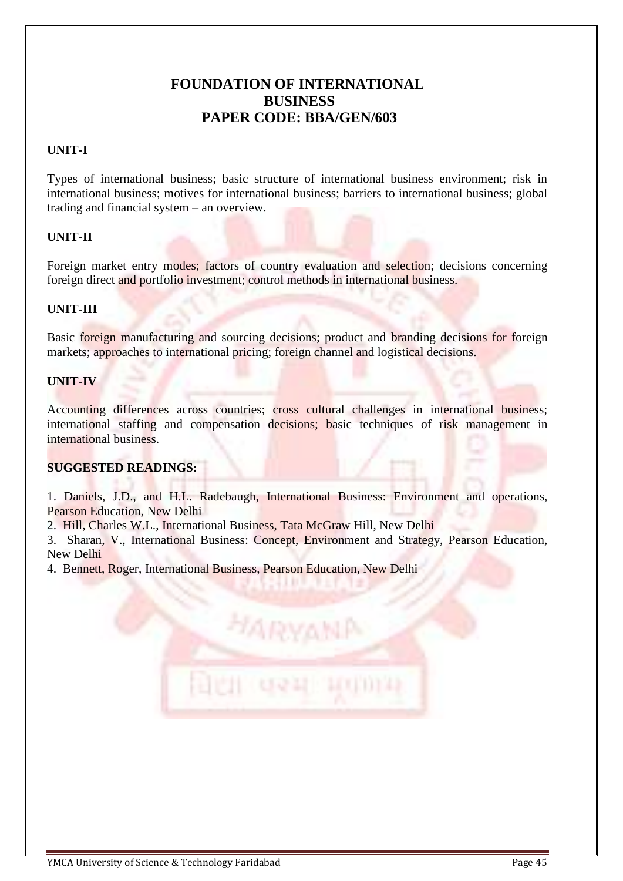# FOUNDATION OF INTERNATIONAL BUSINESS
## PAPER CODE: BBA/GEN/603

**UNIT-I**

Types of international business; basic structure of international business environment; risk in international business; motives for international business; barriers to international business; global trading and financial system – an overview.

**UNIT-II**

Foreign market entry modes; factors of country evaluation and selection; decisions concerning foreign direct and portfolio investment; control methods in international business.

**UNIT-III**

Basic foreign manufacturing and sourcing decisions; product and branding decisions for foreign markets; approaches to international pricing; foreign channel and logistical decisions.

**UNIT-IV**

Accounting differences across countries; cross cultural challenges in international business; international staffing and compensation decisions; basic techniques of risk management in international business.

**SUGGESTED READINGS:**

1. Daniels, J.D., and H.L. Radebaugh, International Business: Environment and operations, Pearson Education, New Delhi
2. Hill, Charles W.L., International Business, Tata McGraw Hill, New Delhi
3. Sharan, V., International Business: Concept, Environment and Strategy, Pearson Education, New Delhi
4. Bennett, Roger, International Business, Pearson Education, New Delhi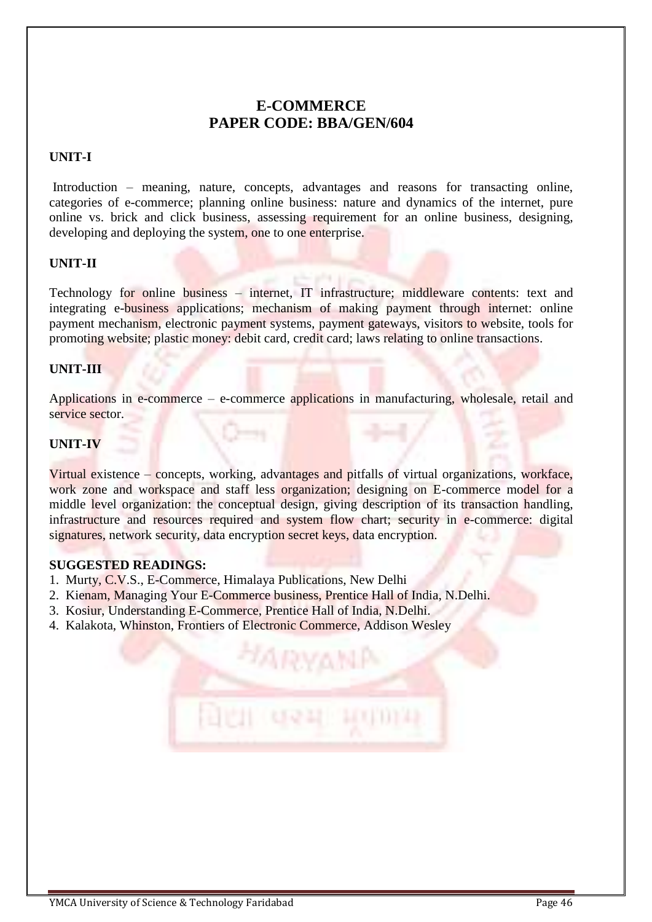# E-COMMERCE
# PAPER CODE: BBA/GEN/604

**UNIT-I**

Introduction – meaning, nature, concepts, advantages and reasons for transacting online, categories of e-commerce; planning online business: nature and dynamics of the internet, pure online vs. brick and click business, assessing requirement for an online business, designing, developing and deploying the system, one to one enterprise.

**UNIT-II**

Technology for online business – internet, IT infrastructure; middleware contents: text and integrating e-business applications; mechanism of making payment through internet: online payment mechanism, electronic payment systems, payment gateways, visitors to website, tools for promoting website; plastic money: debit card, credit card; laws relating to online transactions.

**UNIT-III**

Applications in e-commerce – e-commerce applications in manufacturing, wholesale, retail and service sector.

**UNIT-IV**

Virtual existence – concepts, working, advantages and pitfalls of virtual organizations, workface, work zone and workspace and staff less organization; designing on E-commerce model for a middle level organization: the conceptual design, giving description of its transaction handling, infrastructure and resources required and system flow chart; security in e-commerce: digital signatures, network security, data encryption secret keys, data encryption.

**SUGGESTED READINGS:**

1. Murty, C.V.S., E-Commerce, Himalaya Publications, New Delhi
2. Kienam, Managing Your E-Commerce business, Prentice Hall of India, N.Delhi.
3. Kosiur, Understanding E-Commerce, Prentice Hall of India, N.Delhi.
4. Kalakota, Whinston, Frontiers of Electronic Commerce, Addison Wesley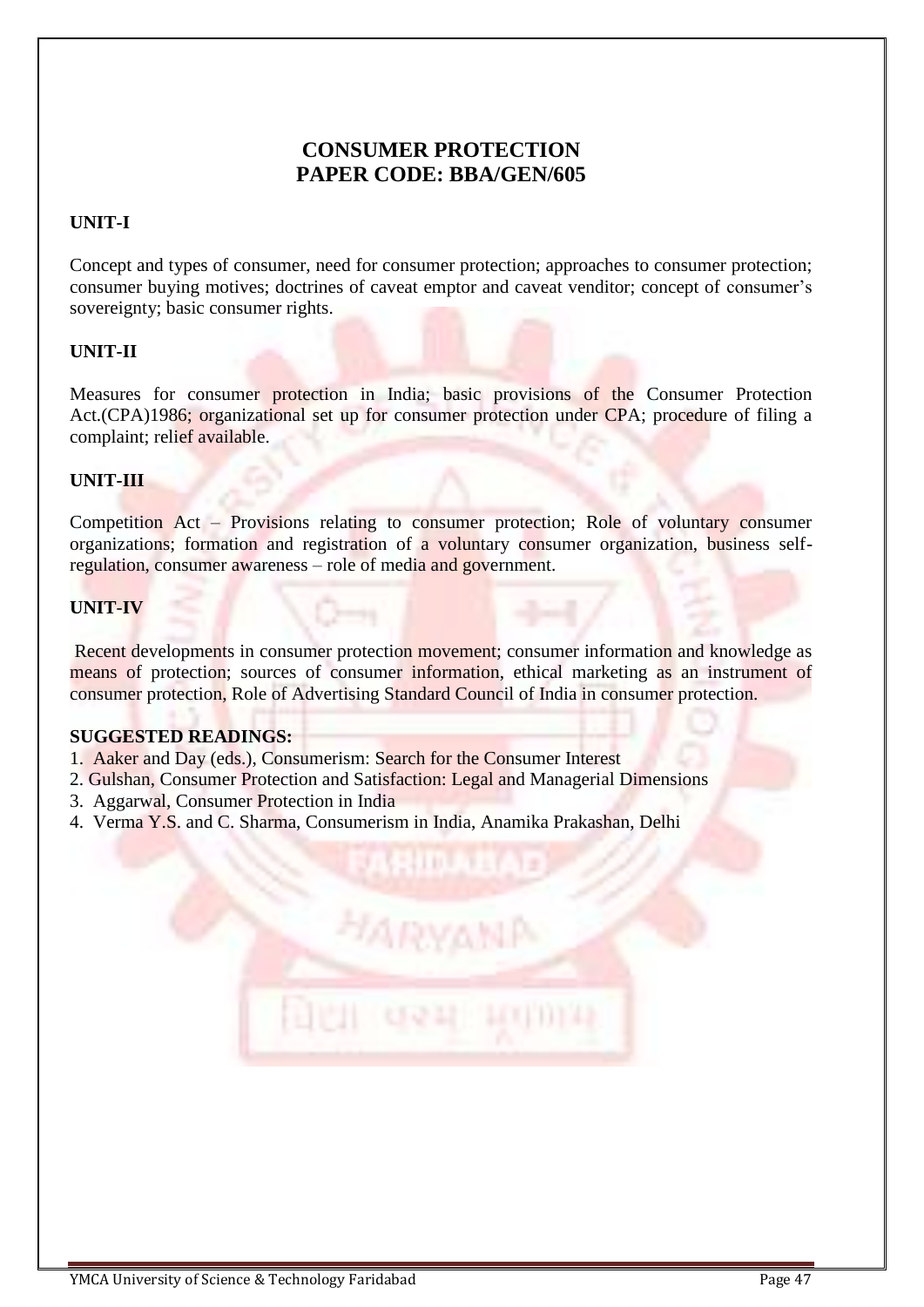# CONSUMER PROTECTION
# PAPER CODE: BBA/GEN/605

**UNIT-I**

Concept and types of consumer, need for consumer protection; approaches to consumer protection; consumer buying motives; doctrines of caveat emptor and caveat venditor; concept of consumer's sovereignty; basic consumer rights.

**UNIT-II**

Measures for consumer protection in India; basic provisions of the Consumer Protection Act.(CPA)1986; organizational set up for consumer protection under CPA; procedure of filing a complaint; relief available.

**UNIT-III**

Competition Act – Provisions relating to consumer protection; Role of voluntary consumer organizations; formation and registration of a voluntary consumer organization, business self-regulation, consumer awareness – role of media and government.

**UNIT-IV**

Recent developments in consumer protection movement; consumer information and knowledge as means of protection; sources of consumer information, ethical marketing as an instrument of consumer protection, Role of Advertising Standard Council of India in consumer protection.

**SUGGESTED READINGS:**

1. Aaker and Day (eds.), Consumerism: Search for the Consumer Interest
2. Gulshan, Consumer Protection and Satisfaction: Legal and Managerial Dimensions
3. Aggarwal, Consumer Protection in India
4. Verma Y.S. and C. Sharma, Consumerism in India, Anamika Prakashan, Delhi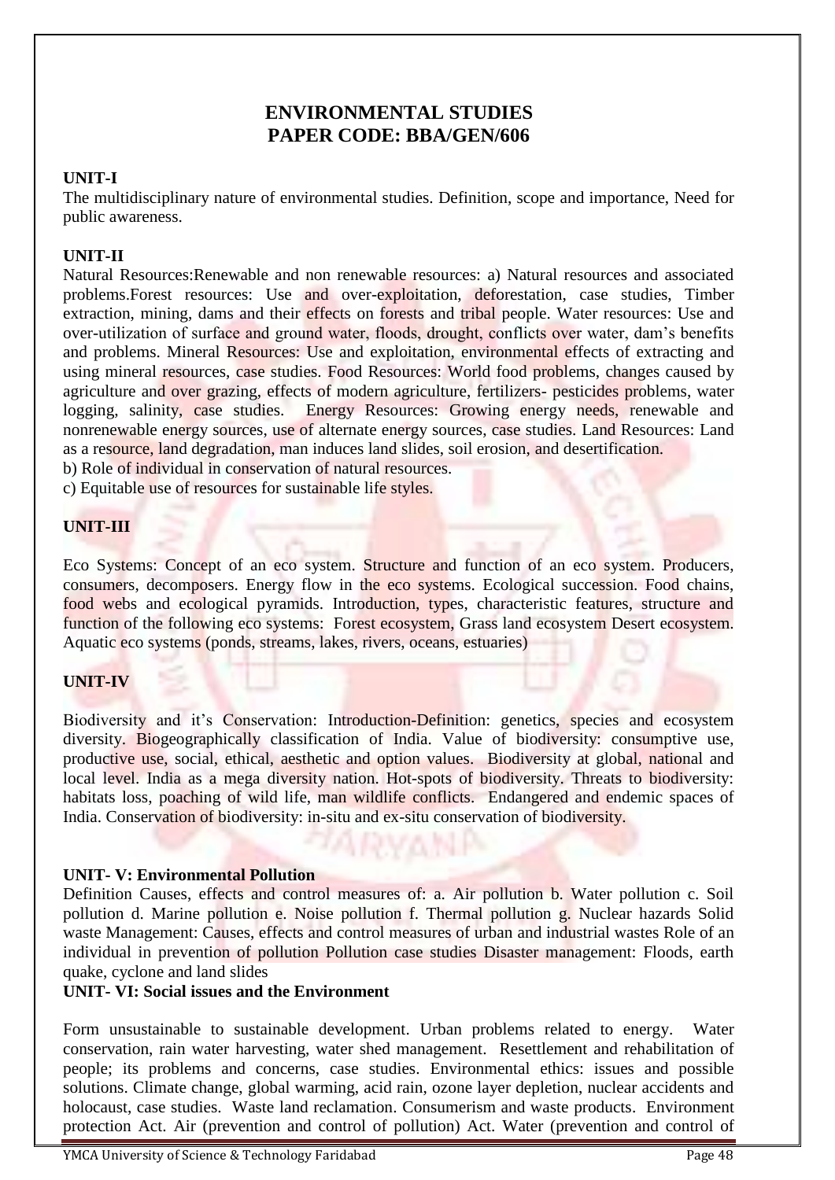# ENVIRONMENTAL STUDIES
# PAPER CODE: BBA/GEN/606

**UNIT-I**

The multidisciplinary nature of environmental studies. Definition, scope and importance, Need for public awareness.

**UNIT-II**

Natural Resources:Renewable and non renewable resources: a) Natural resources and associated problems.Forest resources: Use and over-exploitation, deforestation, case studies, Timber extraction, mining, dams and their effects on forests and tribal people. Water resources: Use and over-utilization of surface and ground water, floods, drought, conflicts over water, dam's benefits and problems. Mineral Resources: Use and exploitation, environmental effects of extracting and using mineral resources, case studies. Food Resources: World food problems, changes caused by agriculture and over grazing, effects of modern agriculture, fertilizers- pesticides problems, water logging, salinity, case studies. Energy Resources: Growing energy needs, renewable and nonrenewable energy sources, use of alternate energy sources, case studies. Land Resources: Land as a resource, land degradation, man induces land slides, soil erosion, and desertification.

b) Role of individual in conservation of natural resources.

c) Equitable use of resources for sustainable life styles.

**UNIT-III**

Eco Systems: Concept of an eco system. Structure and function of an eco system. Producers, consumers, decomposers. Energy flow in the eco systems. Ecological succession. Food chains, food webs and ecological pyramids. Introduction, types, characteristic features, structure and function of the following eco systems: Forest ecosystem, Grass land ecosystem Desert ecosystem. Aquatic eco systems (ponds, streams, lakes, rivers, oceans, estuaries)

**UNIT-IV**

Biodiversity and it's Conservation: Introduction-Definition: genetics, species and ecosystem diversity. Biogeographically classification of India. Value of biodiversity: consumptive use, productive use, social, ethical, aesthetic and option values. Biodiversity at global, national and local level. India as a mega diversity nation. Hot-spots of biodiversity. Threats to biodiversity: habitats loss, poaching of wild life, man wildlife conflicts. Endangered and endemic spaces of India. Conservation of biodiversity: in-situ and ex-situ conservation of biodiversity.

**UNIT- V: Environmental Pollution**

Definition Causes, effects and control measures of: a. Air pollution b. Water pollution c. Soil pollution d. Marine pollution e. Noise pollution f. Thermal pollution g. Nuclear hazards Solid waste Management: Causes, effects and control measures of urban and industrial wastes Role of an individual in prevention of pollution Pollution case studies Disaster management: Floods, earth quake, cyclone and land slides

**UNIT- VI: Social issues and the Environment**

Form unsustainable to sustainable development. Urban problems related to energy. Water conservation, rain water harvesting, water shed management. Resettlement and rehabilitation of people; its problems and concerns, case studies. Environmental ethics: issues and possible solutions. Climate change, global warming, acid rain, ozone layer depletion, nuclear accidents and holocaust, case studies. Waste land reclamation. Consumerism and waste products. Environment protection Act. Air (prevention and control of pollution) Act. Water (prevention and control of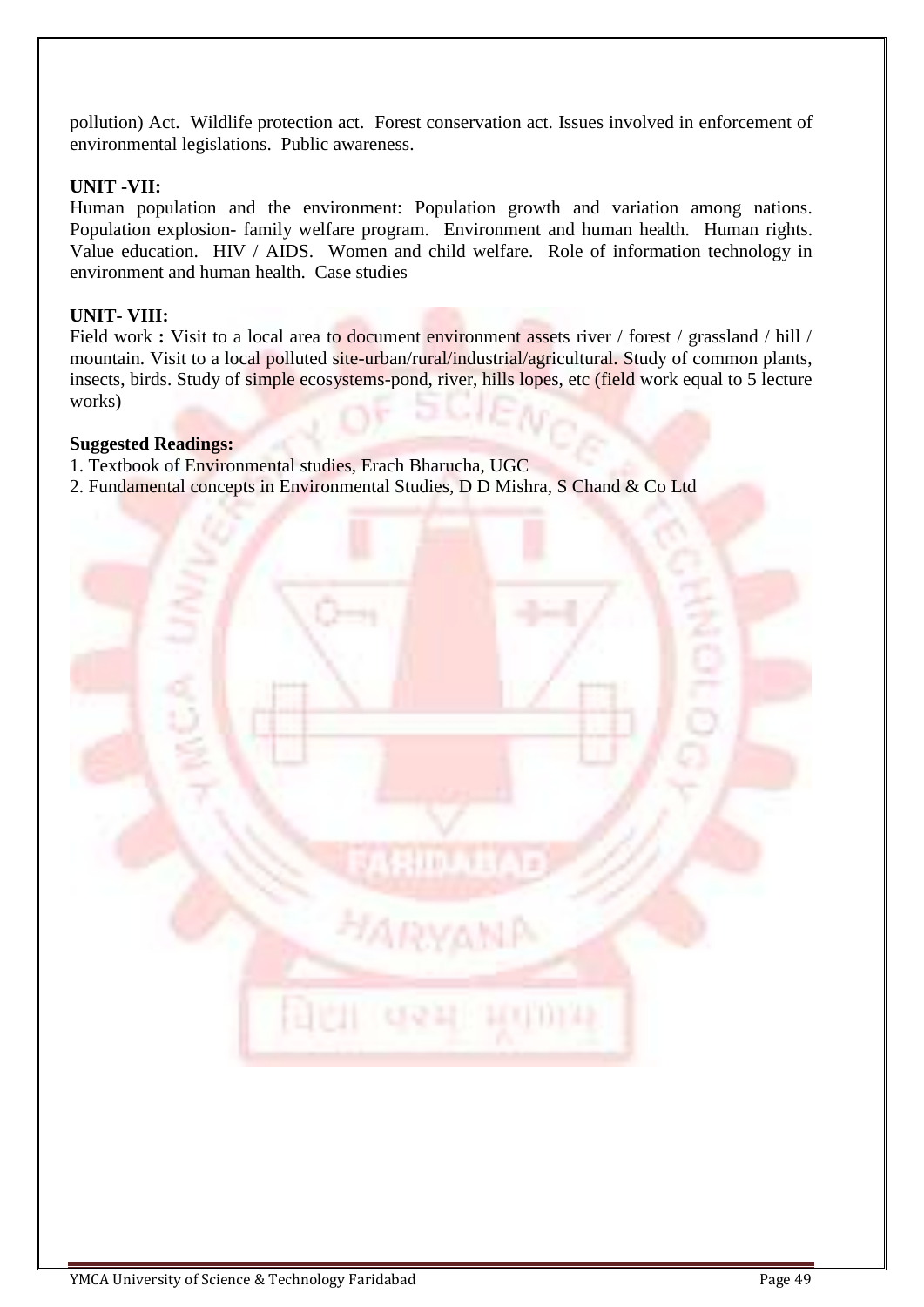pollution) Act. Wildlife protection act. Forest conservation act. Issues involved in enforcement of environmental legislations. Public awareness.

**UNIT -VII:**

Human population and the environment: Population growth and variation among nations. Population explosion- family welfare program. Environment and human health. Human rights. Value education. HIV / AIDS. Women and child welfare. Role of information technology in environment and human health. Case studies

**UNIT- VIII:**

Field work **:** Visit to a local area to document environment assets river / forest / grassland / hill / mountain. Visit to a local polluted site-urban/rural/industrial/agricultural. Study of common plants, insects, birds. Study of simple ecosystems-pond, river, hills lopes, etc (field work equal to 5 lecture works)

**Suggested Readings:**

1. Textbook of Environmental studies, Erach Bharucha, UGC
2. Fundamental concepts in Environmental Studies, D D Mishra, S Chand & Co Ltd